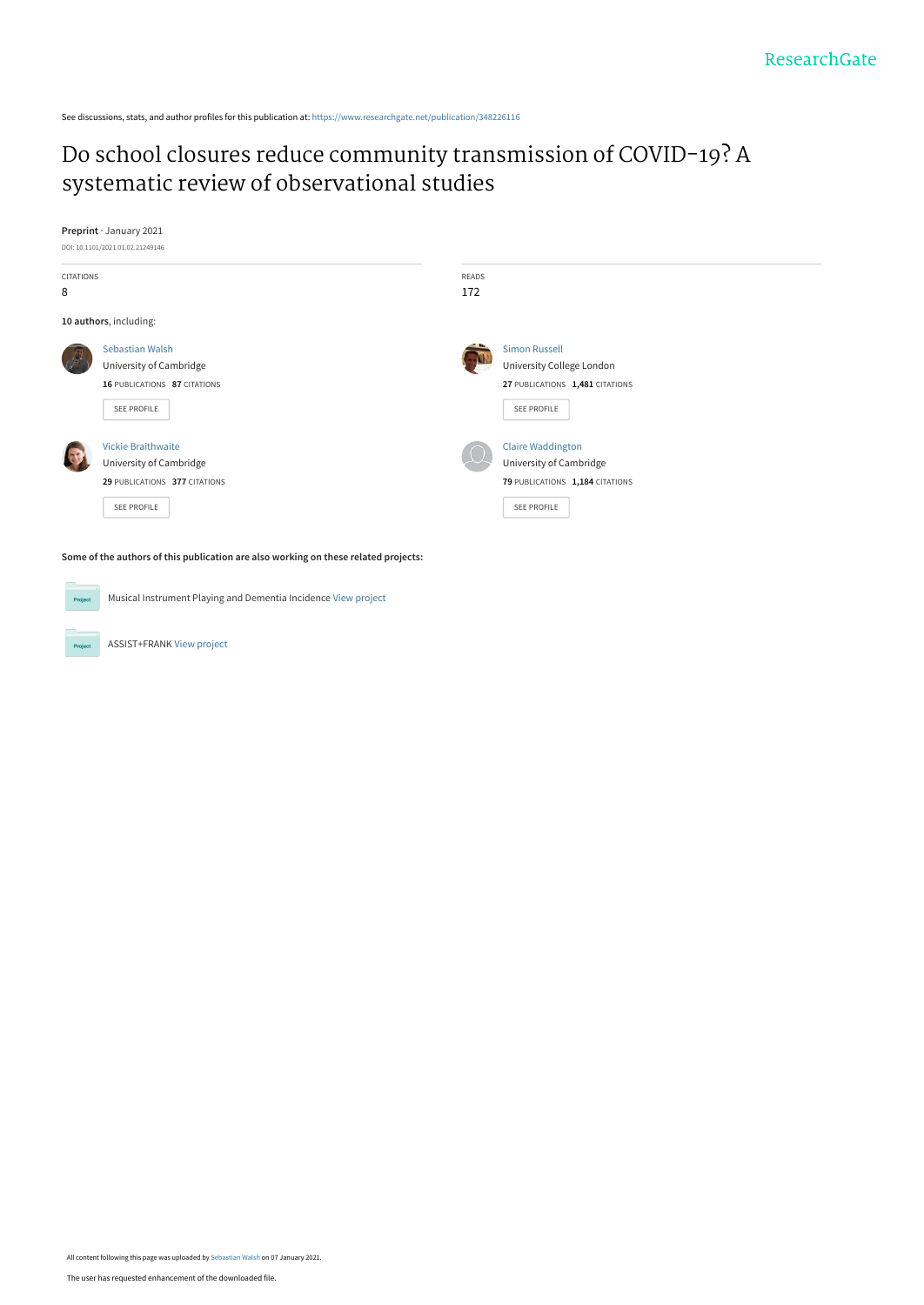See discussions, stats, and author profiles for this publication at: https://www.researchgate.net/publication/348226116

# Do school closures reduce community transmission of COVID-19? A systematic review of observational studies

**Preprint** · January 2021

DOI: 10.1101/2021.01.02.21249146

| CITATIONS | READS |
| --- | --- |
| 8 | 172 |

**10 authors**, including:

**Sebastian Walsh**
University of Cambridge
**16** PUBLICATIONS **87** CITATIONS
SEE PROFILE

**Simon Russell**
University College London
**27** PUBLICATIONS **1,481** CITATIONS
SEE PROFILE

**Vickie Braithwaite**
University of Cambridge
**29** PUBLICATIONS **377** CITATIONS
SEE PROFILE

**Claire Waddington**
University of Cambridge
**79** PUBLICATIONS **1,184** CITATIONS
SEE PROFILE

**Some of the authors of this publication are also working on these related projects:**

Project: Musical Instrument Playing and Dementia Incidence View project

Project: ASSIST+FRANK View project

All content following this page was uploaded by Sebastian Walsh on 07 January 2021.

The user has requested enhancement of the downloaded file.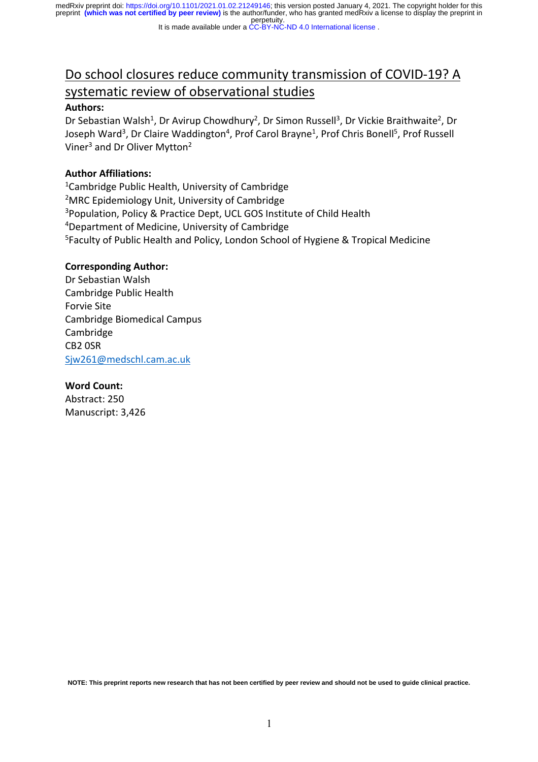# Do school closures reduce community transmission of COVID-19? A systematic review of observational studies

**Authors:**

Dr Sebastian Walsh[1], Dr Avirup Chowdhury[2], Dr Simon Russell[3], Dr Vickie Braithwaite[2], Dr Joseph Ward[3], Dr Claire Waddington[4], Prof Carol Brayne[1], Prof Chris Bonell[5], Prof Russell Viner[3] and Dr Oliver Mytton[2]

**Author Affiliations:**

[1]Cambridge Public Health, University of Cambridge
[2]MRC Epidemiology Unit, University of Cambridge
[3]Population, Policy & Practice Dept, UCL GOS Institute of Child Health
[4]Department of Medicine, University of Cambridge
[5]Faculty of Public Health and Policy, London School of Hygiene & Tropical Medicine

**Corresponding Author:**

Dr Sebastian Walsh
Cambridge Public Health
Forvie Site
Cambridge Biomedical Campus
Cambridge
CB2 0SR
Sjw261@medschl.cam.ac.uk

**Word Count:**

Abstract: 250
Manuscript: 3,426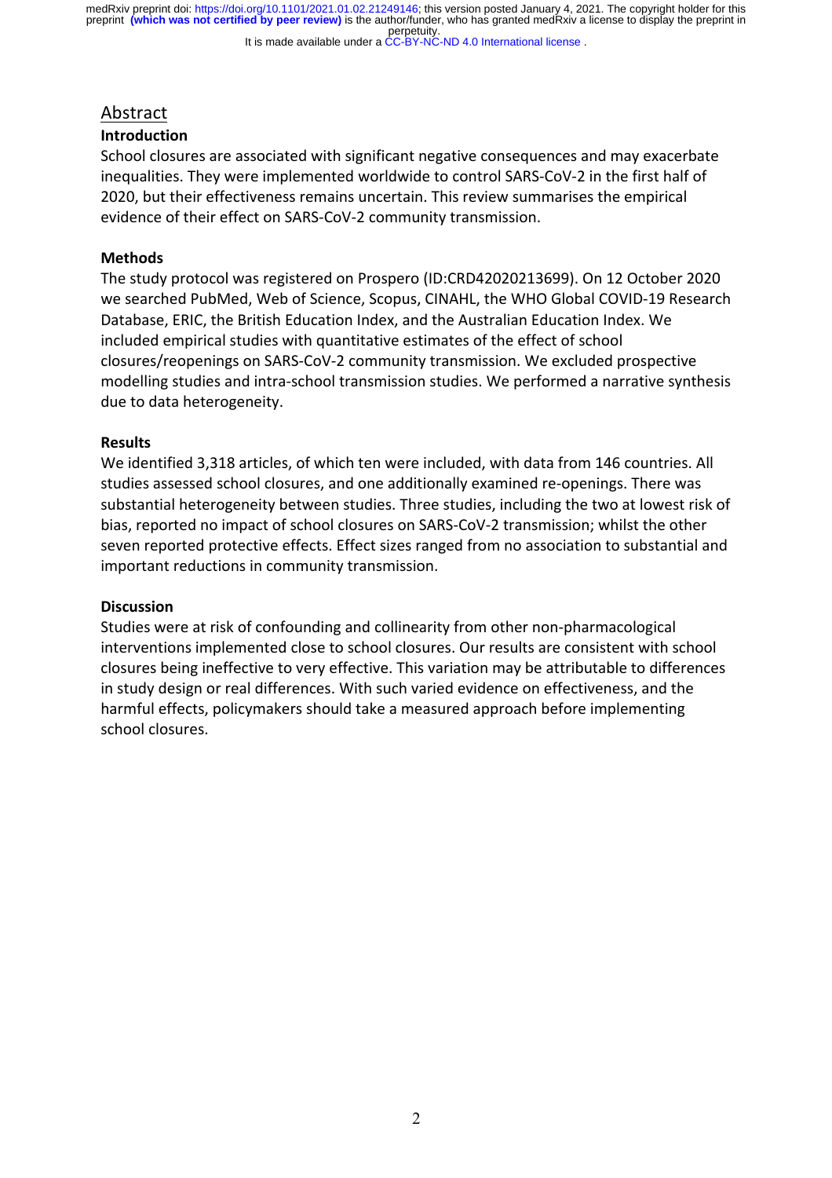## Abstract

### Introduction

School closures are associated with significant negative consequences and may exacerbate inequalities. They were implemented worldwide to control SARS-CoV-2 in the first half of 2020, but their effectiveness remains uncertain. This review summarises the empirical evidence of their effect on SARS-CoV-2 community transmission.

### Methods

The study protocol was registered on Prospero (ID:CRD42020213699). On 12 October 2020 we searched PubMed, Web of Science, Scopus, CINAHL, the WHO Global COVID-19 Research Database, ERIC, the British Education Index, and the Australian Education Index. We included empirical studies with quantitative estimates of the effect of school closures/reopenings on SARS-CoV-2 community transmission. We excluded prospective modelling studies and intra-school transmission studies. We performed a narrative synthesis due to data heterogeneity.

### Results

We identified 3,318 articles, of which ten were included, with data from 146 countries. All studies assessed school closures, and one additionally examined re-openings. There was substantial heterogeneity between studies. Three studies, including the two at lowest risk of bias, reported no impact of school closures on SARS-CoV-2 transmission; whilst the other seven reported protective effects. Effect sizes ranged from no association to substantial and important reductions in community transmission.

### Discussion

Studies were at risk of confounding and collinearity from other non-pharmacological interventions implemented close to school closures. Our results are consistent with school closures being ineffective to very effective. This variation may be attributable to differences in study design or real differences. With such varied evidence on effectiveness, and the harmful effects, policymakers should take a measured approach before implementing school closures.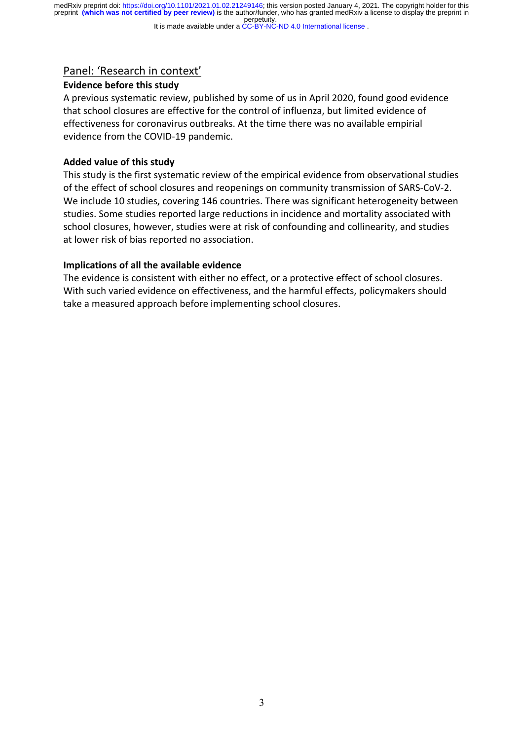## Panel: 'Research in context'

### Evidence before this study

A previous systematic review, published by some of us in April 2020, found good evidence that school closures are effective for the control of influenza, but limited evidence of effectiveness for coronavirus outbreaks. At the time there was no available empirial evidence from the COVID-19 pandemic.

### Added value of this study

This study is the first systematic review of the empirical evidence from observational studies of the effect of school closures and reopenings on community transmission of SARS-CoV-2. We include 10 studies, covering 146 countries. There was significant heterogeneity between studies. Some studies reported large reductions in incidence and mortality associated with school closures, however, studies were at risk of confounding and collinearity, and studies at lower risk of bias reported no association.

### Implications of all the available evidence

The evidence is consistent with either no effect, or a protective effect of school closures. With such varied evidence on effectiveness, and the harmful effects, policymakers should take a measured approach before implementing school closures.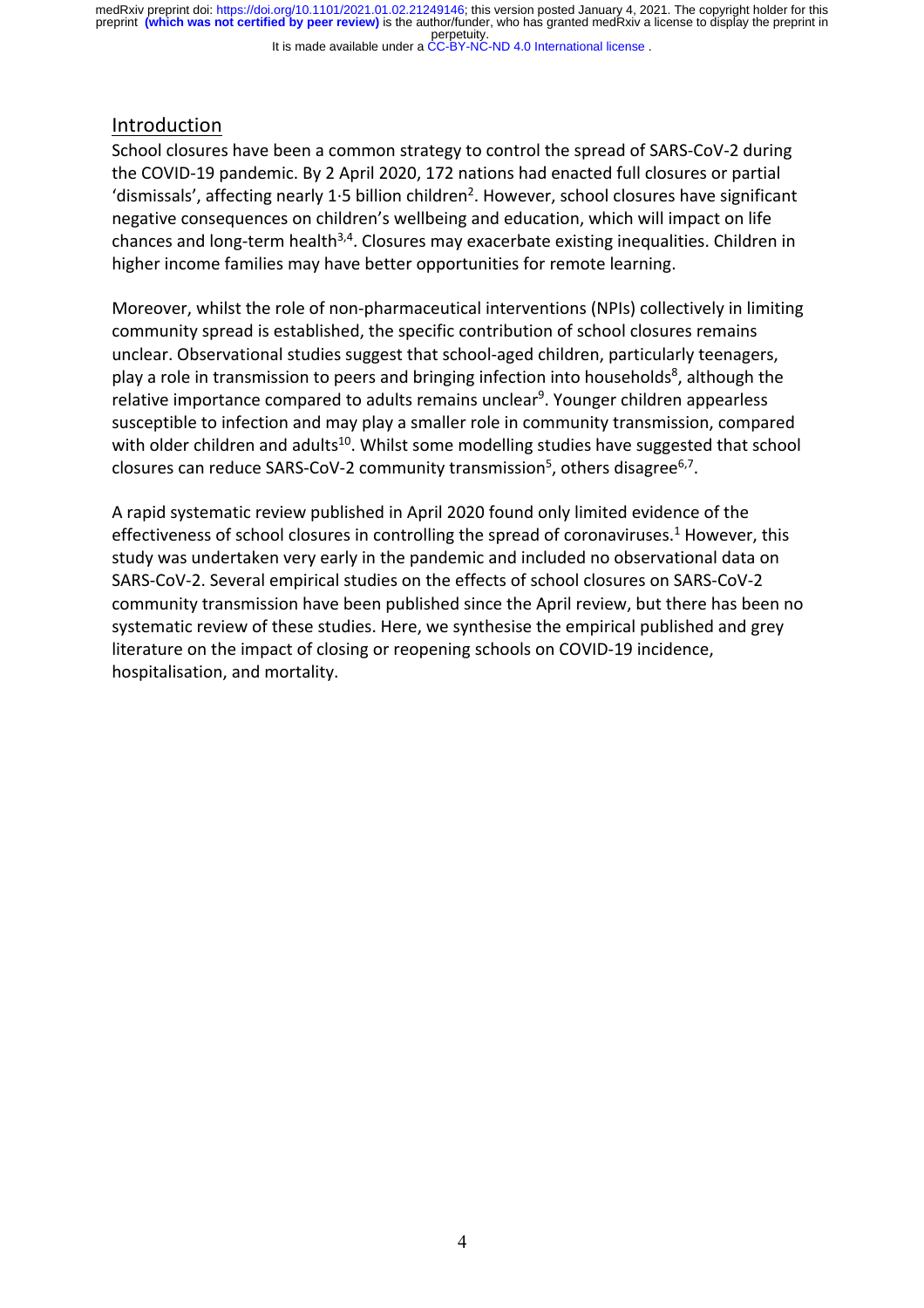## Introduction

School closures have been a common strategy to control the spread of SARS-CoV-2 during the COVID-19 pandemic. By 2 April 2020, 172 nations had enacted full closures or partial 'dismissals', affecting nearly 1·5 billion children[2]. However, school closures have significant negative consequences on children's wellbeing and education, which will impact on life chances and long-term health[3,4]. Closures may exacerbate existing inequalities. Children in higher income families may have better opportunities for remote learning.

Moreover, whilst the role of non-pharmaceutical interventions (NPIs) collectively in limiting community spread is established, the specific contribution of school closures remains unclear. Observational studies suggest that school-aged children, particularly teenagers, play a role in transmission to peers and bringing infection into households[8], although the relative importance compared to adults remains unclear[9]. Younger children appearless susceptible to infection and may play a smaller role in community transmission, compared with older children and adults[10]. Whilst some modelling studies have suggested that school closures can reduce SARS-CoV-2 community transmission[5], others disagree[6,7].

A rapid systematic review published in April 2020 found only limited evidence of the effectiveness of school closures in controlling the spread of coronaviruses.[1] However, this study was undertaken very early in the pandemic and included no observational data on SARS-CoV-2. Several empirical studies on the effects of school closures on SARS-CoV-2 community transmission have been published since the April review, but there has been no systematic review of these studies. Here, we synthesise the empirical published and grey literature on the impact of closing or reopening schools on COVID-19 incidence, hospitalisation, and mortality.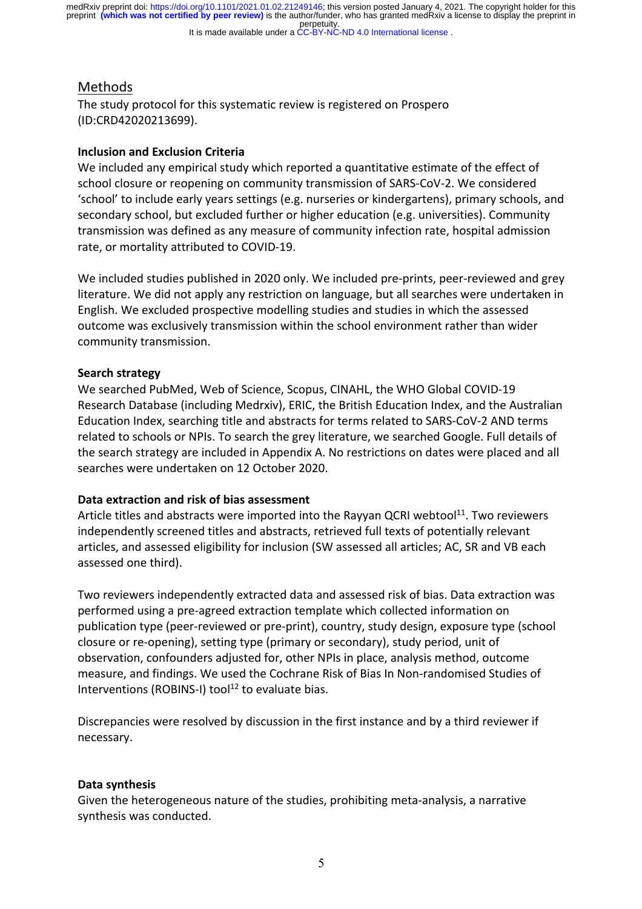## Methods

The study protocol for this systematic review is registered on Prospero (ID:CRD42020213699).

**Inclusion and Exclusion Criteria**

We included any empirical study which reported a quantitative estimate of the effect of school closure or reopening on community transmission of SARS-CoV-2. We considered 'school' to include early years settings (e.g. nurseries or kindergartens), primary schools, and secondary school, but excluded further or higher education (e.g. universities). Community transmission was defined as any measure of community infection rate, hospital admission rate, or mortality attributed to COVID-19.

We included studies published in 2020 only. We included pre-prints, peer-reviewed and grey literature. We did not apply any restriction on language, but all searches were undertaken in English. We excluded prospective modelling studies and studies in which the assessed outcome was exclusively transmission within the school environment rather than wider community transmission.

**Search strategy**

We searched PubMed, Web of Science, Scopus, CINAHL, the WHO Global COVID-19 Research Database (including Medrxiv), ERIC, the British Education Index, and the Australian Education Index, searching title and abstracts for terms related to SARS-CoV-2 AND terms related to schools or NPIs. To search the grey literature, we searched Google. Full details of the search strategy are included in Appendix A. No restrictions on dates were placed and all searches were undertaken on 12 October 2020.

**Data extraction and risk of bias assessment**

Article titles and abstracts were imported into the Rayyan QCRI webtool[11]. Two reviewers independently screened titles and abstracts, retrieved full texts of potentially relevant articles, and assessed eligibility for inclusion (SW assessed all articles; AC, SR and VB each assessed one third).

Two reviewers independently extracted data and assessed risk of bias. Data extraction was performed using a pre-agreed extraction template which collected information on publication type (peer-reviewed or pre-print), country, study design, exposure type (school closure or re-opening), setting type (primary or secondary), study period, unit of observation, confounders adjusted for, other NPIs in place, analysis method, outcome measure, and findings. We used the Cochrane Risk of Bias In Non-randomised Studies of Interventions (ROBINS-I) tool[12] to evaluate bias.

Discrepancies were resolved by discussion in the first instance and by a third reviewer if necessary.

**Data synthesis**

Given the heterogeneous nature of the studies, prohibiting meta-analysis, a narrative synthesis was conducted.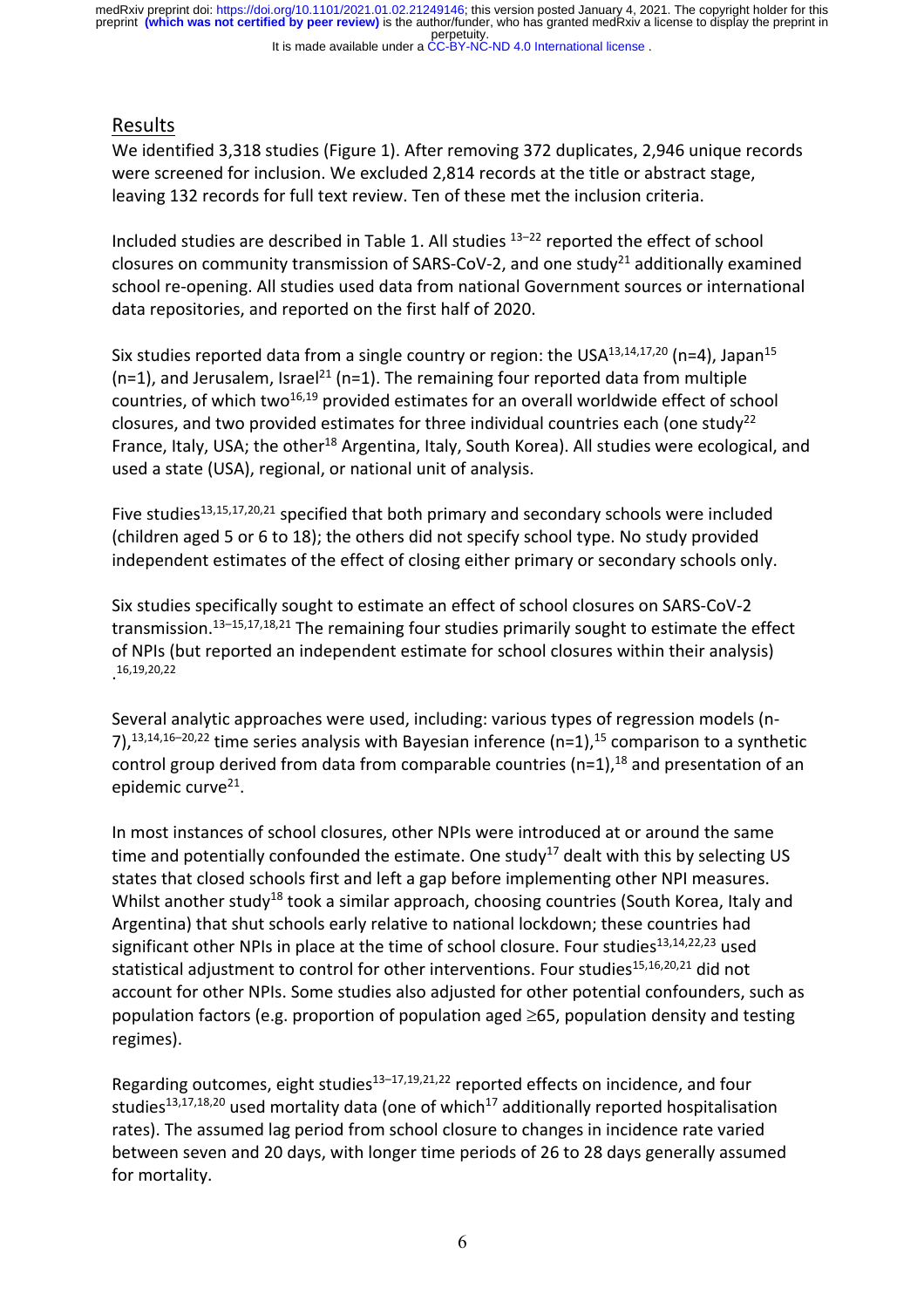## Results

We identified 3,318 studies (Figure 1). After removing 372 duplicates, 2,946 unique records were screened for inclusion. We excluded 2,814 records at the title or abstract stage, leaving 132 records for full text review. Ten of these met the inclusion criteria.

Included studies are described in Table 1. All studies [13–22] reported the effect of school closures on community transmission of SARS-CoV-2, and one study[21] additionally examined school re-opening. All studies used data from national Government sources or international data repositories, and reported on the first half of 2020.

Six studies reported data from a single country or region: the USA[13,14,17,20] (n=4), Japan[15] (n=1), and Jerusalem, Israel[21] (n=1). The remaining four reported data from multiple countries, of which two[16,19] provided estimates for an overall worldwide effect of school closures, and two provided estimates for three individual countries each (one study[22] France, Italy, USA; the other[18] Argentina, Italy, South Korea). All studies were ecological, and used a state (USA), regional, or national unit of analysis.

Five studies[13,15,17,20,21] specified that both primary and secondary schools were included (children aged 5 or 6 to 18); the others did not specify school type. No study provided independent estimates of the effect of closing either primary or secondary schools only.

Six studies specifically sought to estimate an effect of school closures on SARS-CoV-2 transmission.[13–15,17,18,21] The remaining four studies primarily sought to estimate the effect of NPIs (but reported an independent estimate for school closures within their analysis) .[16,19,20,22]

Several analytic approaches were used, including: various types of regression models (n-7),[13,14,16–20,22] time series analysis with Bayesian inference (n=1),[15] comparison to a synthetic control group derived from data from comparable countries (n=1),[18] and presentation of an epidemic curve[21].

In most instances of school closures, other NPIs were introduced at or around the same time and potentially confounded the estimate. One study[17] dealt with this by selecting US states that closed schools first and left a gap before implementing other NPI measures. Whilst another study[18] took a similar approach, choosing countries (South Korea, Italy and Argentina) that shut schools early relative to national lockdown; these countries had significant other NPIs in place at the time of school closure. Four studies[13,14,22,23] used statistical adjustment to control for other interventions. Four studies[15,16,20,21] did not account for other NPIs. Some studies also adjusted for other potential confounders, such as population factors (e.g. proportion of population aged ≥65, population density and testing regimes).

Regarding outcomes, eight studies[13–17,19,21,22] reported effects on incidence, and four studies[13,17,18,20] used mortality data (one of which[17] additionally reported hospitalisation rates). The assumed lag period from school closure to changes in incidence rate varied between seven and 20 days, with longer time periods of 26 to 28 days generally assumed for mortality.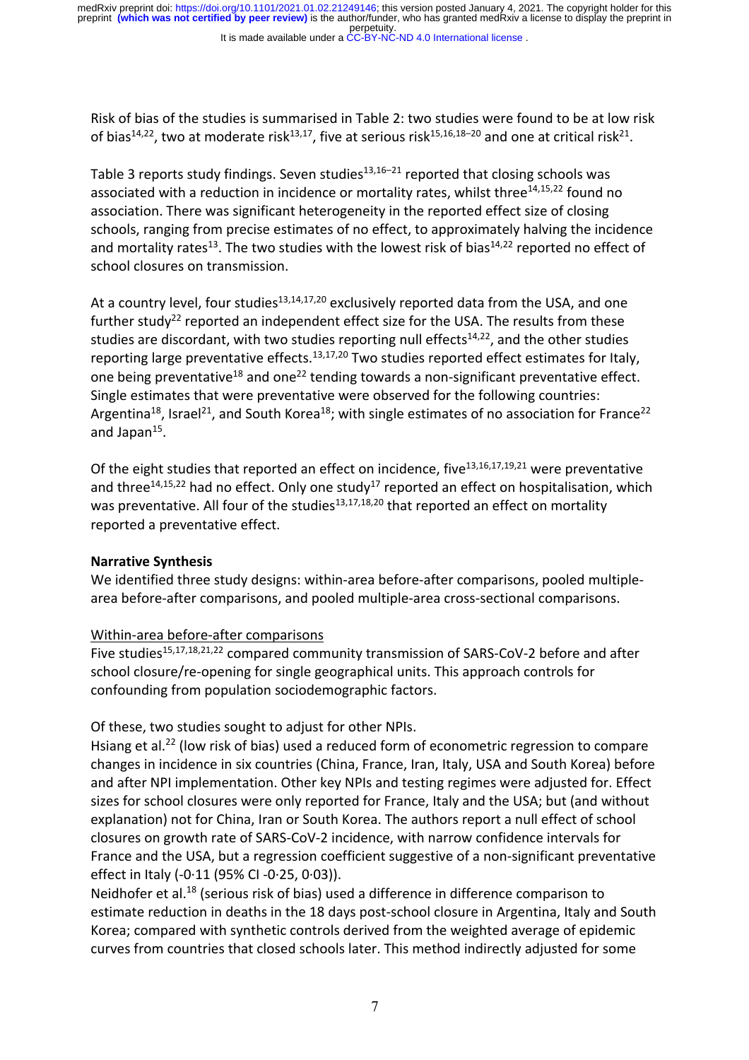Risk of bias of the studies is summarised in Table 2: two studies were found to be at low risk of bias[14,22], two at moderate risk[13,17], five at serious risk[15,16,18–20] and one at critical risk[21].

Table 3 reports study findings. Seven studies[13,16–21] reported that closing schools was associated with a reduction in incidence or mortality rates, whilst three[14,15,22] found no association. There was significant heterogeneity in the reported effect size of closing schools, ranging from precise estimates of no effect, to approximately halving the incidence and mortality rates[13]. The two studies with the lowest risk of bias[14,22] reported no effect of school closures on transmission.

At a country level, four studies[13,14,17,20] exclusively reported data from the USA, and one further study[22] reported an independent effect size for the USA. The results from these studies are discordant, with two studies reporting null effects[14,22], and the other studies reporting large preventative effects.[13,17,20] Two studies reported effect estimates for Italy, one being preventative[18] and one[22] tending towards a non-significant preventative effect. Single estimates that were preventative were observed for the following countries: Argentina[18], Israel[21], and South Korea[18]; with single estimates of no association for France[22] and Japan[15].

Of the eight studies that reported an effect on incidence, five[13,16,17,19,21] were preventative and three[14,15,22] had no effect. Only one study[17] reported an effect on hospitalisation, which was preventative. All four of the studies[13,17,18,20] that reported an effect on mortality reported a preventative effect.

**Narrative Synthesis**

We identified three study designs: within-area before-after comparisons, pooled multiple-area before-after comparisons, and pooled multiple-area cross-sectional comparisons.

Within-area before-after comparisons

Five studies[15,17,18,21,22] compared community transmission of SARS-CoV-2 before and after school closure/re-opening for single geographical units. This approach controls for confounding from population sociodemographic factors.

Of these, two studies sought to adjust for other NPIs.

Hsiang et al.[22] (low risk of bias) used a reduced form of econometric regression to compare changes in incidence in six countries (China, France, Iran, Italy, USA and South Korea) before and after NPI implementation. Other key NPIs and testing regimes were adjusted for. Effect sizes for school closures were only reported for France, Italy and the USA; but (and without explanation) not for China, Iran or South Korea. The authors report a null effect of school closures on growth rate of SARS-CoV-2 incidence, with narrow confidence intervals for France and the USA, but a regression coefficient suggestive of a non-significant preventative effect in Italy (-0·11 (95% CI -0·25, 0·03)).

Neidhofer et al.[18] (serious risk of bias) used a difference in difference comparison to estimate reduction in deaths in the 18 days post-school closure in Argentina, Italy and South Korea; compared with synthetic controls derived from the weighted average of epidemic curves from countries that closed schools later. This method indirectly adjusted for some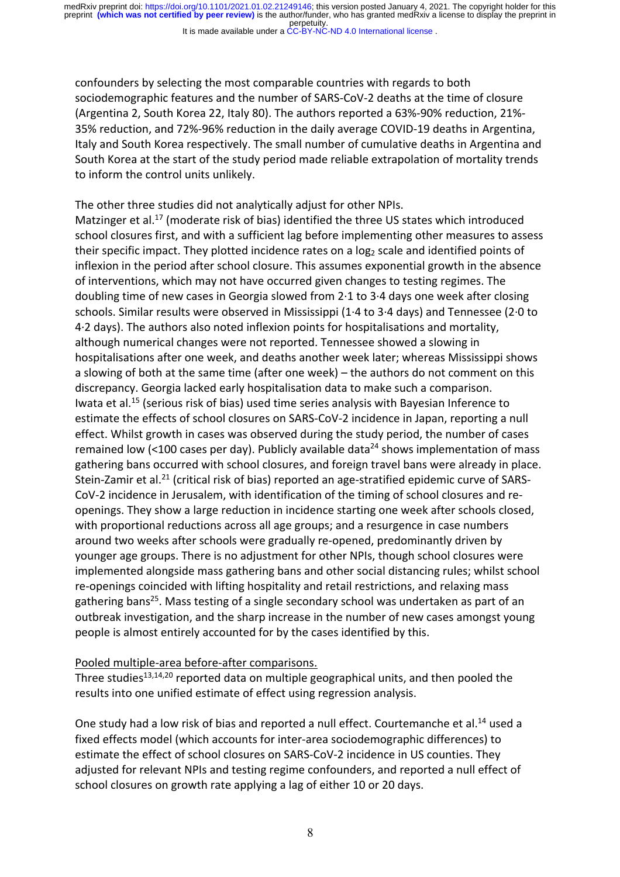confounders by selecting the most comparable countries with regards to both sociodemographic features and the number of SARS-CoV-2 deaths at the time of closure (Argentina 2, South Korea 22, Italy 80). The authors reported a 63%-90% reduction, 21%-35% reduction, and 72%-96% reduction in the daily average COVID-19 deaths in Argentina, Italy and South Korea respectively. The small number of cumulative deaths in Argentina and South Korea at the start of the study period made reliable extrapolation of mortality trends to inform the control units unlikely.

The other three studies did not analytically adjust for other NPIs.
Matzinger et al.[17] (moderate risk of bias) identified the three US states which introduced school closures first, and with a sufficient lag before implementing other measures to assess their specific impact. They plotted incidence rates on a $\log_2$ scale and identified points of inflexion in the period after school closure. This assumes exponential growth in the absence of interventions, which may not have occurred given changes to testing regimes. The doubling time of new cases in Georgia slowed from 2·1 to 3·4 days one week after closing schools. Similar results were observed in Mississippi (1·4 to 3·4 days) and Tennessee (2·0 to 4·2 days). The authors also noted inflexion points for hospitalisations and mortality, although numerical changes were not reported. Tennessee showed a slowing in hospitalisations after one week, and deaths another week later; whereas Mississippi shows a slowing of both at the same time (after one week) – the authors do not comment on this discrepancy. Georgia lacked early hospitalisation data to make such a comparison.
Iwata et al.[15] (serious risk of bias) used time series analysis with Bayesian Inference to estimate the effects of school closures on SARS-CoV-2 incidence in Japan, reporting a null effect. Whilst growth in cases was observed during the study period, the number of cases remained low (<100 cases per day). Publicly available data[24] shows implementation of mass gathering bans occurred with school closures, and foreign travel bans were already in place.
Stein-Zamir et al.[21] (critical risk of bias) reported an age-stratified epidemic curve of SARS-CoV-2 incidence in Jerusalem, with identification of the timing of school closures and re-openings. They show a large reduction in incidence starting one week after schools closed, with proportional reductions across all age groups; and a resurgence in case numbers around two weeks after schools were gradually re-opened, predominantly driven by younger age groups. There is no adjustment for other NPIs, though school closures were implemented alongside mass gathering bans and other social distancing rules; whilst school re-openings coincided with lifting hospitality and retail restrictions, and relaxing mass gathering bans[25]. Mass testing of a single secondary school was undertaken as part of an outbreak investigation, and the sharp increase in the number of new cases amongst young people is almost entirely accounted for by the cases identified by this.

<u>Pooled multiple-area before-after comparisons.</u>
Three studies[13,14,20] reported data on multiple geographical units, and then pooled the results into one unified estimate of effect using regression analysis.

One study had a low risk of bias and reported a null effect. Courtemanche et al.[14] used a fixed effects model (which accounts for inter-area sociodemographic differences) to estimate the effect of school closures on SARS-CoV-2 incidence in US counties. They adjusted for relevant NPIs and testing regime confounders, and reported a null effect of school closures on growth rate applying a lag of either 10 or 20 days.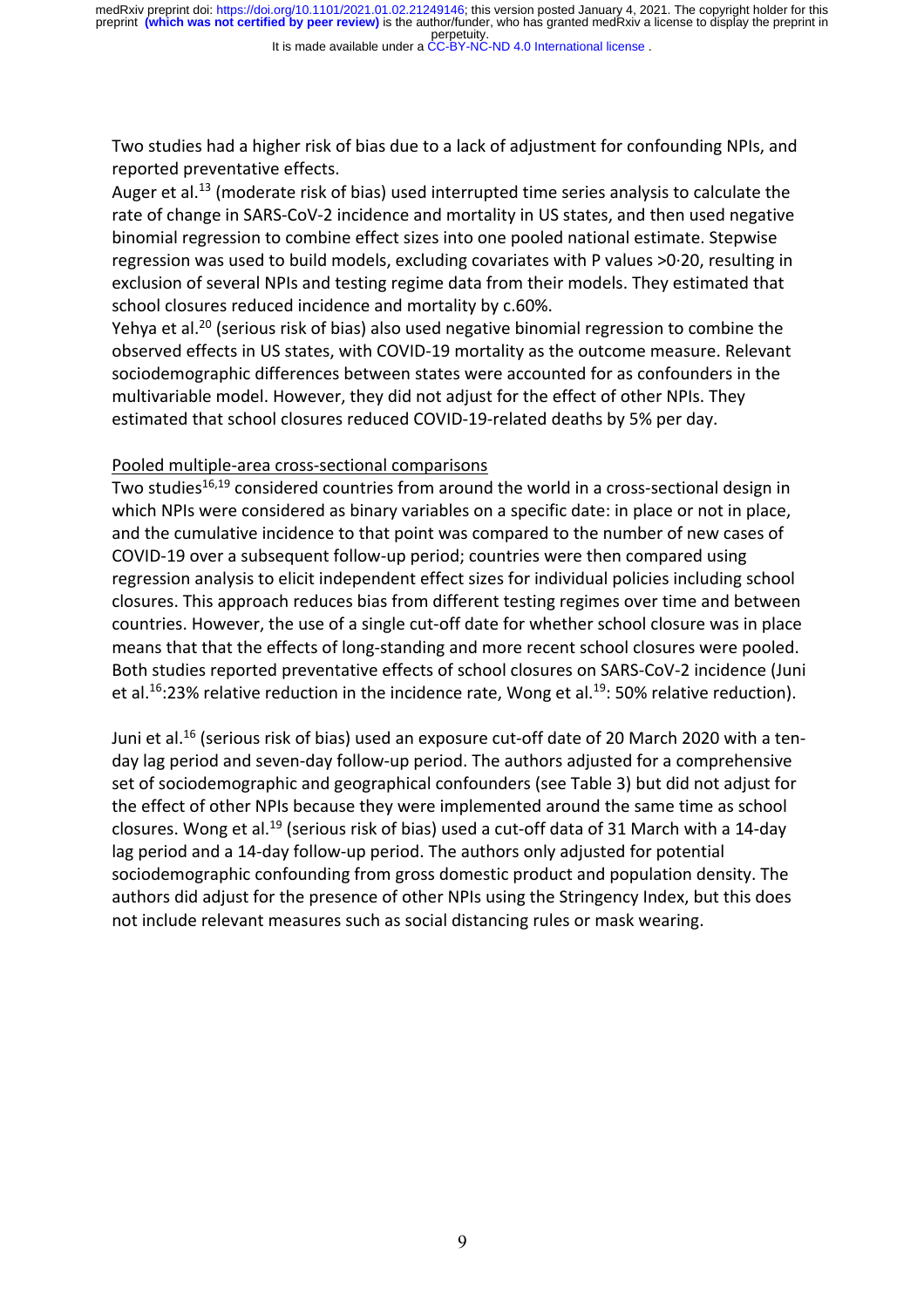Two studies had a higher risk of bias due to a lack of adjustment for confounding NPIs, and reported preventative effects.

Auger et al.[13] (moderate risk of bias) used interrupted time series analysis to calculate the rate of change in SARS-CoV-2 incidence and mortality in US states, and then used negative binomial regression to combine effect sizes into one pooled national estimate. Stepwise regression was used to build models, excluding covariates with P values >0·20, resulting in exclusion of several NPIs and testing regime data from their models. They estimated that school closures reduced incidence and mortality by c.60%.

Yehya et al.[20] (serious risk of bias) also used negative binomial regression to combine the observed effects in US states, with COVID-19 mortality as the outcome measure. Relevant sociodemographic differences between states were accounted for as confounders in the multivariable model. However, they did not adjust for the effect of other NPIs. They estimated that school closures reduced COVID-19-related deaths by 5% per day.

Pooled multiple-area cross-sectional comparisons

Two studies[16,19] considered countries from around the world in a cross-sectional design in which NPIs were considered as binary variables on a specific date: in place or not in place, and the cumulative incidence to that point was compared to the number of new cases of COVID-19 over a subsequent follow-up period; countries were then compared using regression analysis to elicit independent effect sizes for individual policies including school closures. This approach reduces bias from different testing regimes over time and between countries. However, the use of a single cut-off date for whether school closure was in place means that that the effects of long-standing and more recent school closures were pooled. Both studies reported preventative effects of school closures on SARS-CoV-2 incidence (Juni et al.[16]:23% relative reduction in the incidence rate, Wong et al.[19]: 50% relative reduction).

Juni et al.[16] (serious risk of bias) used an exposure cut-off date of 20 March 2020 with a ten-day lag period and seven-day follow-up period. The authors adjusted for a comprehensive set of sociodemographic and geographical confounders (see Table 3) but did not adjust for the effect of other NPIs because they were implemented around the same time as school closures. Wong et al.[19] (serious risk of bias) used a cut-off data of 31 March with a 14-day lag period and a 14-day follow-up period. The authors only adjusted for potential sociodemographic confounding from gross domestic product and population density. The authors did adjust for the presence of other NPIs using the Stringency Index, but this does not include relevant measures such as social distancing rules or mask wearing.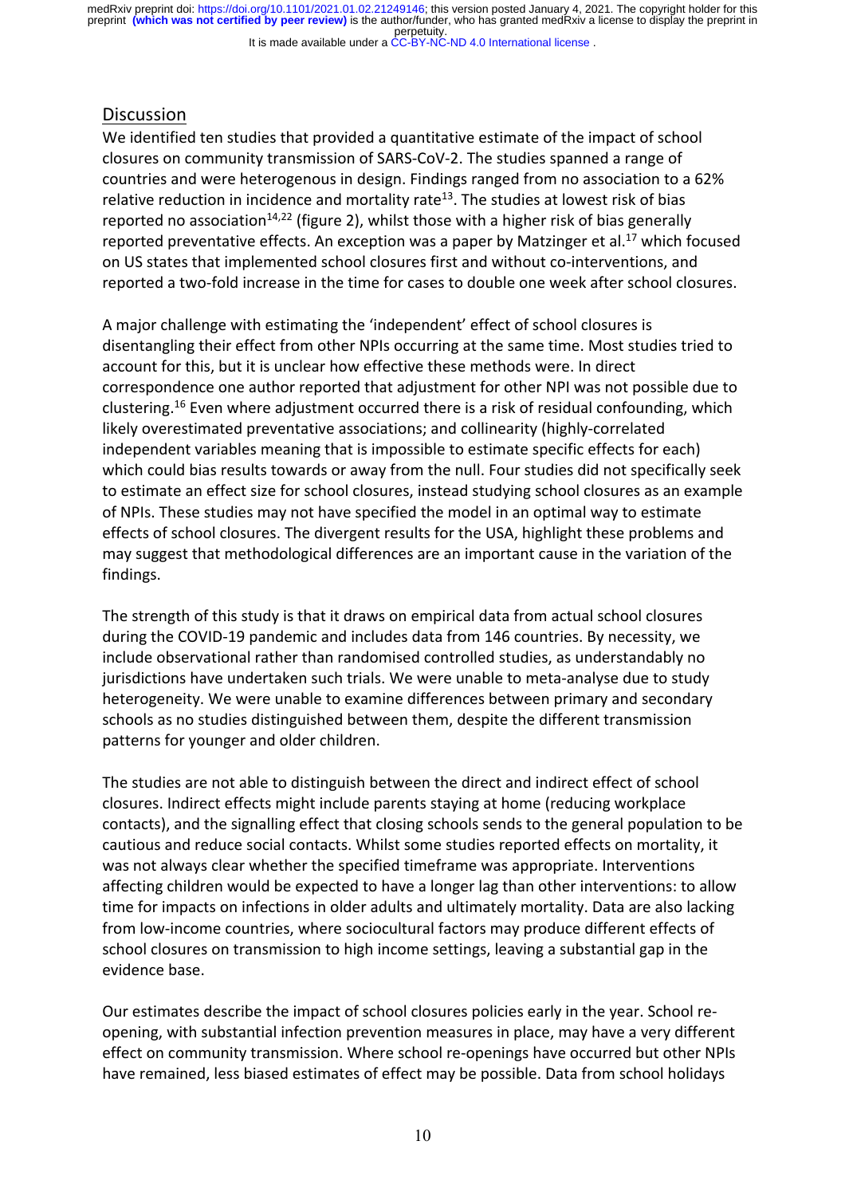## Discussion

We identified ten studies that provided a quantitative estimate of the impact of school closures on community transmission of SARS-CoV-2. The studies spanned a range of countries and were heterogenous in design. Findings ranged from no association to a 62% relative reduction in incidence and mortality rate[13]. The studies at lowest risk of bias reported no association[14,22] (figure 2), whilst those with a higher risk of bias generally reported preventative effects. An exception was a paper by Matzinger et al.[17] which focused on US states that implemented school closures first and without co-interventions, and reported a two-fold increase in the time for cases to double one week after school closures.

A major challenge with estimating the 'independent' effect of school closures is disentangling their effect from other NPIs occurring at the same time. Most studies tried to account for this, but it is unclear how effective these methods were. In direct correspondence one author reported that adjustment for other NPI was not possible due to clustering.[16] Even where adjustment occurred there is a risk of residual confounding, which likely overestimated preventative associations; and collinearity (highly-correlated independent variables meaning that is impossible to estimate specific effects for each) which could bias results towards or away from the null. Four studies did not specifically seek to estimate an effect size for school closures, instead studying school closures as an example of NPIs. These studies may not have specified the model in an optimal way to estimate effects of school closures. The divergent results for the USA, highlight these problems and may suggest that methodological differences are an important cause in the variation of the findings.

The strength of this study is that it draws on empirical data from actual school closures during the COVID-19 pandemic and includes data from 146 countries. By necessity, we include observational rather than randomised controlled studies, as understandably no jurisdictions have undertaken such trials. We were unable to meta-analyse due to study heterogeneity. We were unable to examine differences between primary and secondary schools as no studies distinguished between them, despite the different transmission patterns for younger and older children.

The studies are not able to distinguish between the direct and indirect effect of school closures. Indirect effects might include parents staying at home (reducing workplace contacts), and the signalling effect that closing schools sends to the general population to be cautious and reduce social contacts. Whilst some studies reported effects on mortality, it was not always clear whether the specified timeframe was appropriate. Interventions affecting children would be expected to have a longer lag than other interventions: to allow time for impacts on infections in older adults and ultimately mortality. Data are also lacking from low-income countries, where sociocultural factors may produce different effects of school closures on transmission to high income settings, leaving a substantial gap in the evidence base.

Our estimates describe the impact of school closures policies early in the year. School re-opening, with substantial infection prevention measures in place, may have a very different effect on community transmission. Where school re-openings have occurred but other NPIs have remained, less biased estimates of effect may be possible. Data from school holidays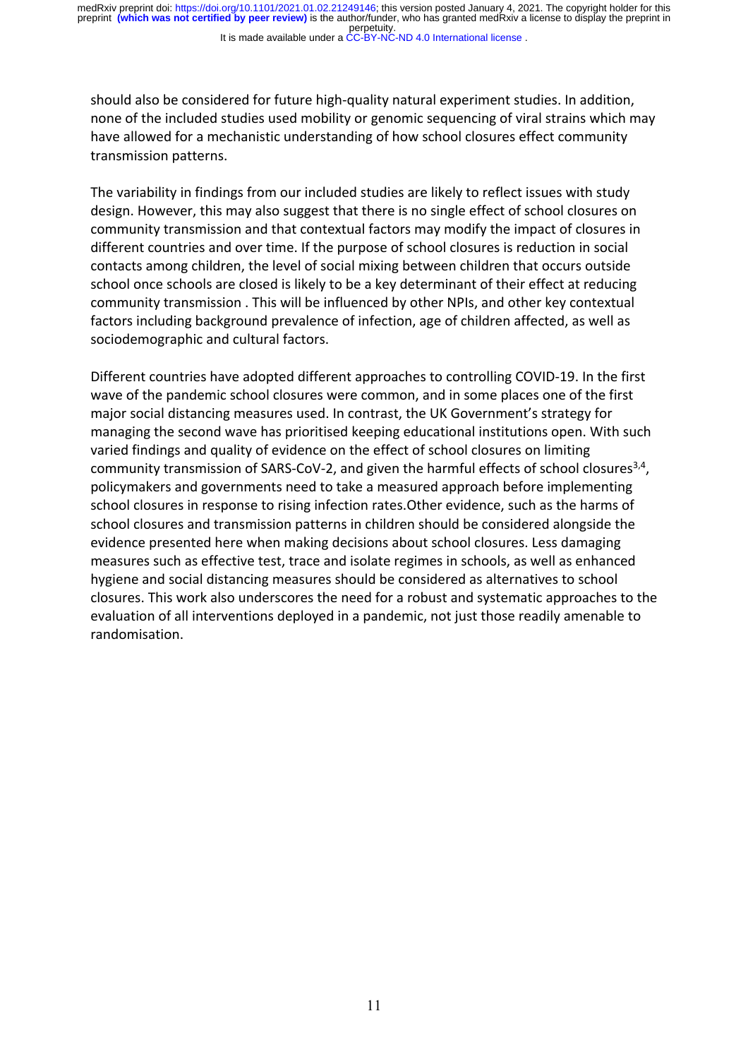should also be considered for future high-quality natural experiment studies. In addition, none of the included studies used mobility or genomic sequencing of viral strains which may have allowed for a mechanistic understanding of how school closures effect community transmission patterns.

The variability in findings from our included studies are likely to reflect issues with study design. However, this may also suggest that there is no single effect of school closures on community transmission and that contextual factors may modify the impact of closures in different countries and over time. If the purpose of school closures is reduction in social contacts among children, the level of social mixing between children that occurs outside school once schools are closed is likely to be a key determinant of their effect at reducing community transmission . This will be influenced by other NPIs, and other key contextual factors including background prevalence of infection, age of children affected, as well as sociodemographic and cultural factors.

Different countries have adopted different approaches to controlling COVID-19. In the first wave of the pandemic school closures were common, and in some places one of the first major social distancing measures used. In contrast, the UK Government's strategy for managing the second wave has prioritised keeping educational institutions open. With such varied findings and quality of evidence on the effect of school closures on limiting community transmission of SARS-CoV-2, and given the harmful effects of school closures[3,4], policymakers and governments need to take a measured approach before implementing school closures in response to rising infection rates.Other evidence, such as the harms of school closures and transmission patterns in children should be considered alongside the evidence presented here when making decisions about school closures. Less damaging measures such as effective test, trace and isolate regimes in schools, as well as enhanced hygiene and social distancing measures should be considered as alternatives to school closures. This work also underscores the need for a robust and systematic approaches to the evaluation of all interventions deployed in a pandemic, not just those readily amenable to randomisation.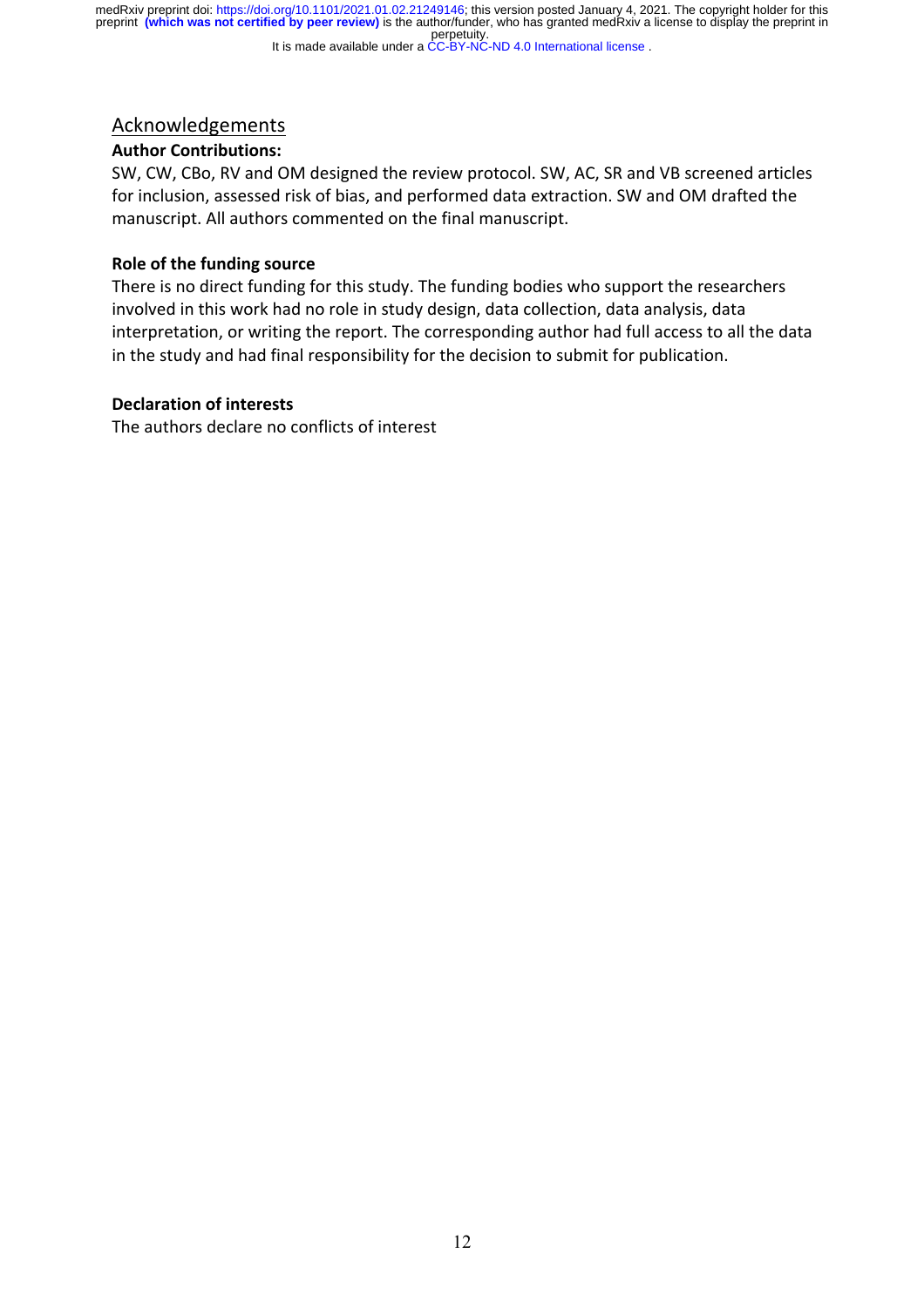## Acknowledgements

**Author Contributions:**

SW, CW, CBo, RV and OM designed the review protocol. SW, AC, SR and VB screened articles for inclusion, assessed risk of bias, and performed data extraction. SW and OM drafted the manuscript. All authors commented on the final manuscript.

**Role of the funding source**

There is no direct funding for this study. The funding bodies who support the researchers involved in this work had no role in study design, data collection, data analysis, data interpretation, or writing the report. The corresponding author had full access to all the data in the study and had final responsibility for the decision to submit for publication.

**Declaration of interests**

The authors declare no conflicts of interest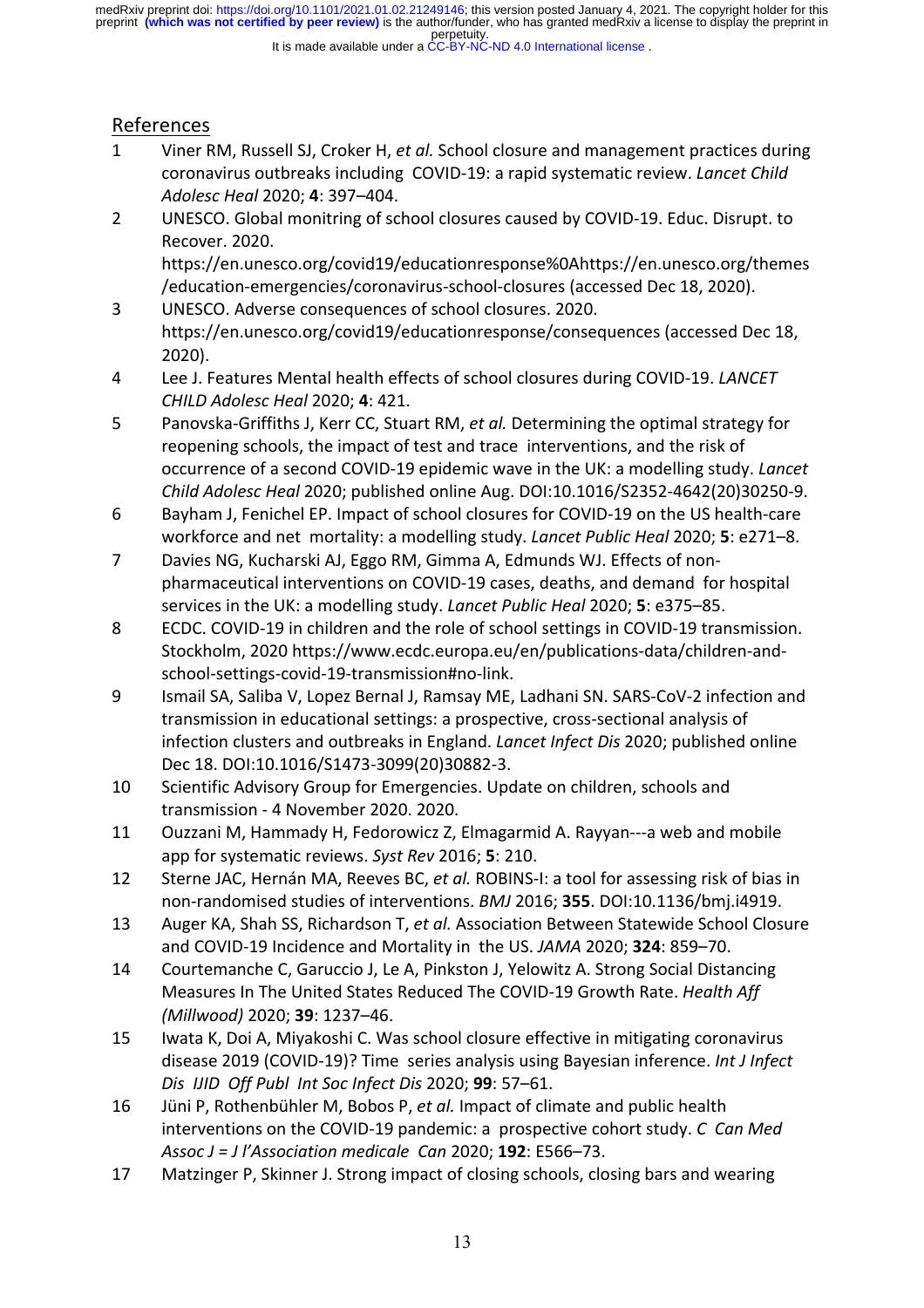## References

1. Viner RM, Russell SJ, Croker H, *et al.* School closure and management practices during coronavirus outbreaks including COVID-19: a rapid systematic review. *Lancet Child Adolesc Heal* 2020; **4**: 397–404.
2. UNESCO. Global monitring of school closures caused by COVID-19. Educ. Disrupt. to Recover. 2020. https://en.unesco.org/covid19/educationresponse%0Ahttps://en.unesco.org/themes/education-emergencies/coronavirus-school-closures (accessed Dec 18, 2020).
3. UNESCO. Adverse consequences of school closures. 2020. https://en.unesco.org/covid19/educationresponse/consequences (accessed Dec 18, 2020).
4. Lee J. Features Mental health effects of school closures during COVID-19. *LANCET CHILD Adolesc Heal* 2020; **4**: 421.
5. Panovska-Griffiths J, Kerr CC, Stuart RM, *et al.* Determining the optimal strategy for reopening schools, the impact of test and trace interventions, and the risk of occurrence of a second COVID-19 epidemic wave in the UK: a modelling study. *Lancet Child Adolesc Heal* 2020; published online Aug. DOI:10.1016/S2352-4642(20)30250-9.
6. Bayham J, Fenichel EP. Impact of school closures for COVID-19 on the US health-care workforce and net mortality: a modelling study. *Lancet Public Heal* 2020; **5**: e271–8.
7. Davies NG, Kucharski AJ, Eggo RM, Gimma A, Edmunds WJ. Effects of non-pharmaceutical interventions on COVID-19 cases, deaths, and demand for hospital services in the UK: a modelling study. *Lancet Public Heal* 2020; **5**: e375–85.
8. ECDC. COVID-19 in children and the role of school settings in COVID-19 transmission. Stockholm, 2020 https://www.ecdc.europa.eu/en/publications-data/children-and-school-settings-covid-19-transmission#no-link.
9. Ismail SA, Saliba V, Lopez Bernal J, Ramsay ME, Ladhani SN. SARS-CoV-2 infection and transmission in educational settings: a prospective, cross-sectional analysis of infection clusters and outbreaks in England. *Lancet Infect Dis* 2020; published online Dec 18. DOI:10.1016/S1473-3099(20)30882-3.
10. Scientific Advisory Group for Emergencies. Update on children, schools and transmission - 4 November 2020. 2020.
11. Ouzzani M, Hammady H, Fedorowicz Z, Elmagarmid A. Rayyan---a web and mobile app for systematic reviews. *Syst Rev* 2016; **5**: 210.
12. Sterne JAC, Hernán MA, Reeves BC, *et al.* ROBINS-I: a tool for assessing risk of bias in non-randomised studies of interventions. *BMJ* 2016; **355**. DOI:10.1136/bmj.i4919.
13. Auger KA, Shah SS, Richardson T, *et al.* Association Between Statewide School Closure and COVID-19 Incidence and Mortality in the US. *JAMA* 2020; **324**: 859–70.
14. Courtemanche C, Garuccio J, Le A, Pinkston J, Yelowitz A. Strong Social Distancing Measures In The United States Reduced The COVID-19 Growth Rate. *Health Aff (Millwood)* 2020; **39**: 1237–46.
15. Iwata K, Doi A, Miyakoshi C. Was school closure effective in mitigating coronavirus disease 2019 (COVID-19)? Time series analysis using Bayesian inference. *Int J Infect Dis IJID Off Publ Int Soc Infect Dis* 2020; **99**: 57–61.
16. Jüni P, Rothenbühler M, Bobos P, *et al.* Impact of climate and public health interventions on the COVID-19 pandemic: a prospective cohort study. *C Can Med Assoc J = J l'Association medicale Can* 2020; **192**: E566–73.
17. Matzinger P, Skinner J. Strong impact of closing schools, closing bars and wearing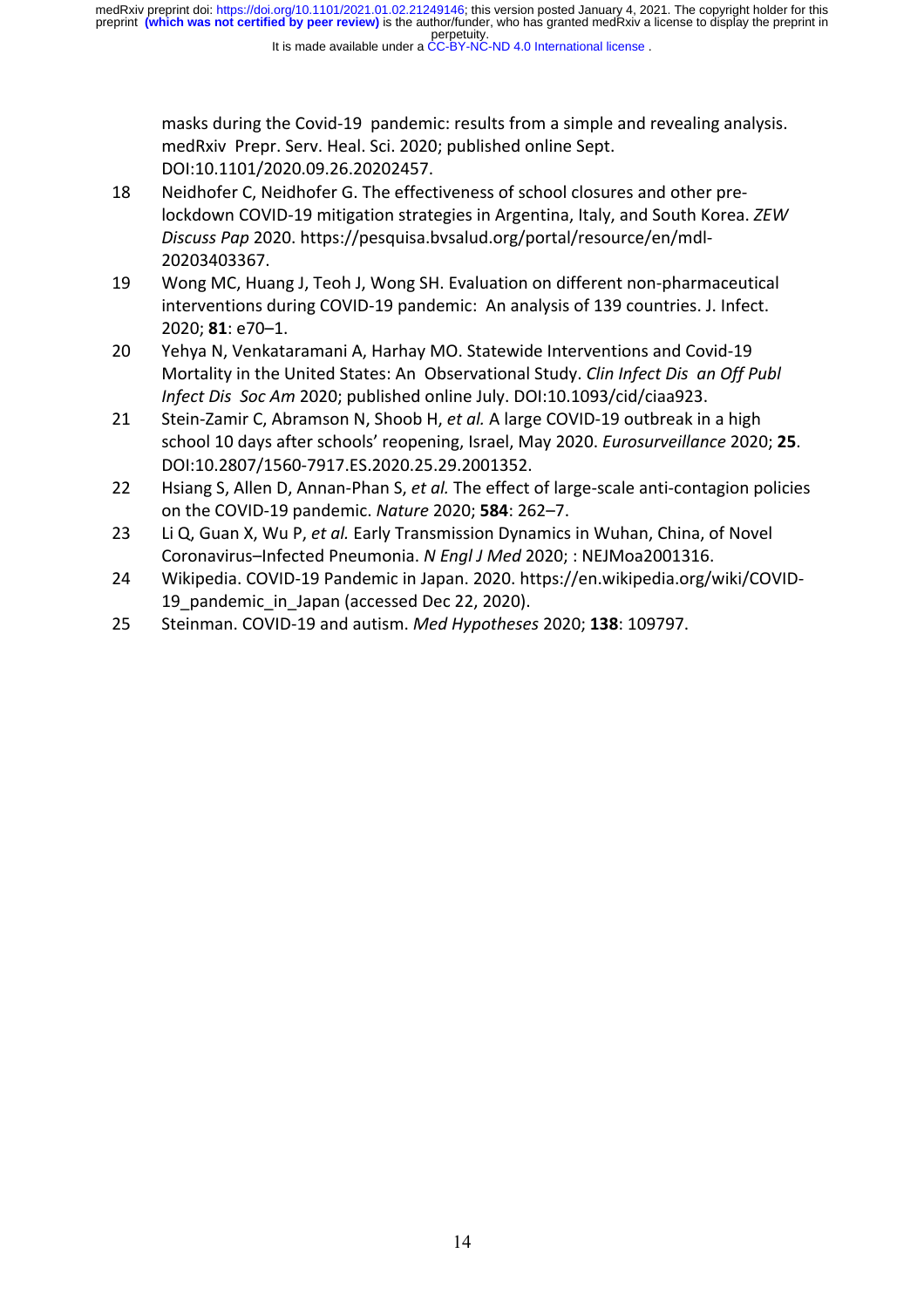masks during the Covid-19 pandemic: results from a simple and revealing analysis. medRxiv Prepr. Serv. Heal. Sci. 2020; published online Sept. DOI:10.1101/2020.09.26.20202457.

18. Neidhofer C, Neidhofer G. The effectiveness of school closures and other pre-lockdown COVID-19 mitigation strategies in Argentina, Italy, and South Korea. *ZEW Discuss Pap* 2020. https://pesquisa.bvsalud.org/portal/resource/en/mdl-20203403367.
19. Wong MC, Huang J, Teoh J, Wong SH. Evaluation on different non-pharmaceutical interventions during COVID-19 pandemic: An analysis of 139 countries. J. Infect. 2020; **81**: e70–1.
20. Yehya N, Venkataramani A, Harhay MO. Statewide Interventions and Covid-19 Mortality in the United States: An Observational Study. *Clin Infect Dis an Off Publ Infect Dis Soc Am* 2020; published online July. DOI:10.1093/cid/ciaa923.
21. Stein-Zamir C, Abramson N, Shoob H, *et al.* A large COVID-19 outbreak in a high school 10 days after schools' reopening, Israel, May 2020. *Eurosurveillance* 2020; **25**. DOI:10.2807/1560-7917.ES.2020.25.29.2001352.
22. Hsiang S, Allen D, Annan-Phan S, *et al.* The effect of large-scale anti-contagion policies on the COVID-19 pandemic. *Nature* 2020; **584**: 262–7.
23. Li Q, Guan X, Wu P, *et al.* Early Transmission Dynamics in Wuhan, China, of Novel Coronavirus–Infected Pneumonia. *N Engl J Med* 2020; : NEJMoa2001316.
24. Wikipedia. COVID-19 Pandemic in Japan. 2020. https://en.wikipedia.org/wiki/COVID-19_pandemic_in_Japan (accessed Dec 22, 2020).
25. Steinman. COVID-19 and autism. *Med Hypotheses* 2020; **138**: 109797.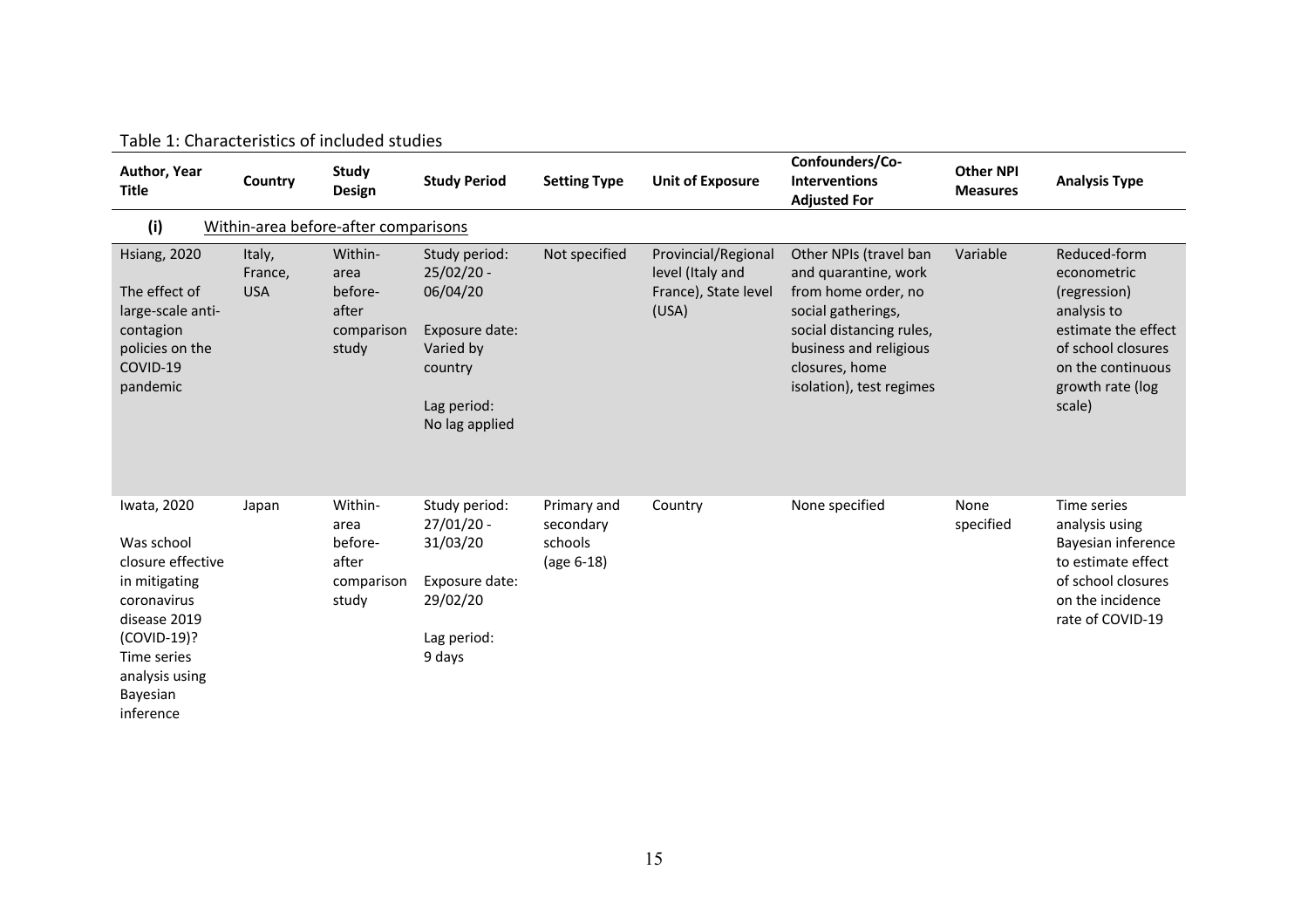Table 1: Characteristics of included studies

| Author, Year Title | Country | Study Design | Study Period | Setting Type | Unit of Exposure | Confounders/Co-Interventions Adjusted For | Other NPI Measures | Analysis Type |
|---|---|---|---|---|---|---|---|---|
| **(i)** Within-area before-after comparisons | | | | | | | | |
| Hsiang, 2020<br><br>The effect of large-scale anti-contagion policies on the COVID-19 pandemic | Italy, France, USA | Within-area before-after comparison study | Study period: 25/02/20 - 06/04/20<br><br>Exposure date: Varied by country<br><br>Lag period: No lag applied | Not specified | Provincial/Regional level (Italy and France), State level (USA) | Other NPIs (travel ban and quarantine, work from home order, no social gatherings, social distancing rules, business and religious closures, home isolation), test regimes | Variable | Reduced-form econometric (regression) analysis to estimate the effect of school closures on the continuous growth rate (log scale) |
| Iwata, 2020<br><br>Was school closure effective in mitigating coronavirus disease 2019 (COVID-19)? Time series analysis using Bayesian inference | Japan | Within-area before-after comparison study | Study period: 27/01/20 - 31/03/20<br><br>Exposure date: 29/02/20<br><br>Lag period: 9 days | Primary and secondary schools (age 6-18) | Country | None specified | None specified | Time series analysis using Bayesian inference to estimate effect of school closures on the incidence rate of COVID-19 |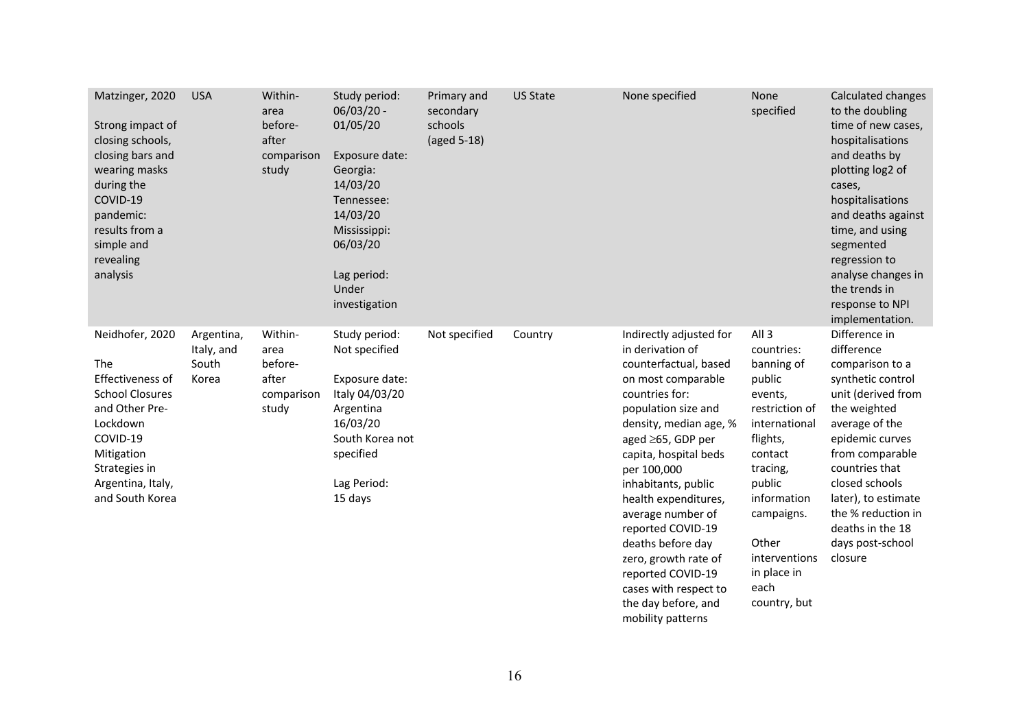| | | | | | | | | |
|---|---|---|---|---|---|---|---|---|
| Matzinger, 2020<br><br>Strong impact of closing schools, closing bars and wearing masks during the COVID-19 pandemic: results from a simple and revealing analysis | USA | Within-area before-after comparison study | Study period: 06/03/20 - 01/05/20<br><br>Exposure date: Georgia: 14/03/20 Tennessee: 14/03/20 Mississippi: 06/03/20<br><br>Lag period: Under investigation | Primary and secondary schools (aged 5-18) | US State | None specified | None specified | Calculated changes to the doubling time of new cases, hospitalisations and deaths by plotting log2 of cases, hospitalisations and deaths against time, and using segmented regression to analyse changes in the trends in response to NPI implementation. |
| Neidhofer, 2020<br><br>The Effectiveness of School Closures and Other Pre-Lockdown COVID-19 Mitigation Strategies in Argentina, Italy, and South Korea | Argentina, Italy, and South Korea | Within-area before-after comparison study | Study period: Not specified<br><br>Exposure date: Italy 04/03/20 Argentina 16/03/20 South Korea not specified<br><br>Lag Period: 15 days | Not specified | Country | Indirectly adjusted for in derivation of counterfactual, based on most comparable countries for: population size and density, median age, % aged ≥65, GDP per capita, hospital beds per 100,000 inhabitants, public health expenditures, average number of reported COVID-19 deaths before day zero, growth rate of reported COVID-19 cases with respect to the day before, and mobility patterns | All 3 countries: banning of public events, restriction of international flights, contact tracing, public information campaigns.<br><br>Other interventions in place in each country, but | Difference in difference comparison to a synthetic control unit (derived from the weighted average of the epidemic curves from comparable countries that closed schools later), to estimate the % reduction in deaths in the 18 days post-school closure |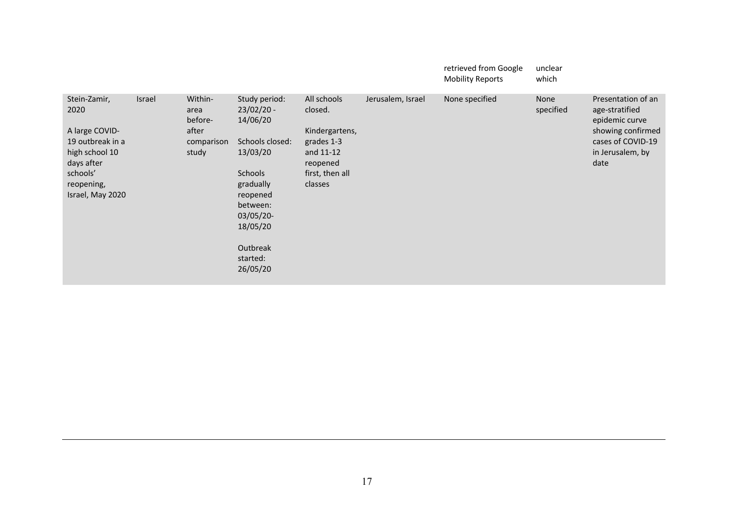| | | | | | | | | |
|---|---|---|---|---|---|---|---|---|
| | | | | | | retrieved from Google Mobility Reports | unclear which | |
| Stein-Zamir, 2020<br><br>A large COVID-19 outbreak in a high school 10 days after schools' reopening, Israel, May 2020 | Israel | Within-area before-after comparison study | Study period: 23/02/20 - 14/06/20<br><br>Schools closed: 13/03/20<br><br>Schools gradually reopened between: 03/05/20-18/05/20<br><br>Outbreak started: 26/05/20 | All schools closed.<br><br>Kindergartens, grades 1-3 and 11-12 reopened first, then all classes | Jerusalem, Israel | None specified | None specified | Presentation of an age-stratified epidemic curve showing confirmed cases of COVID-19 in Jerusalem, by date |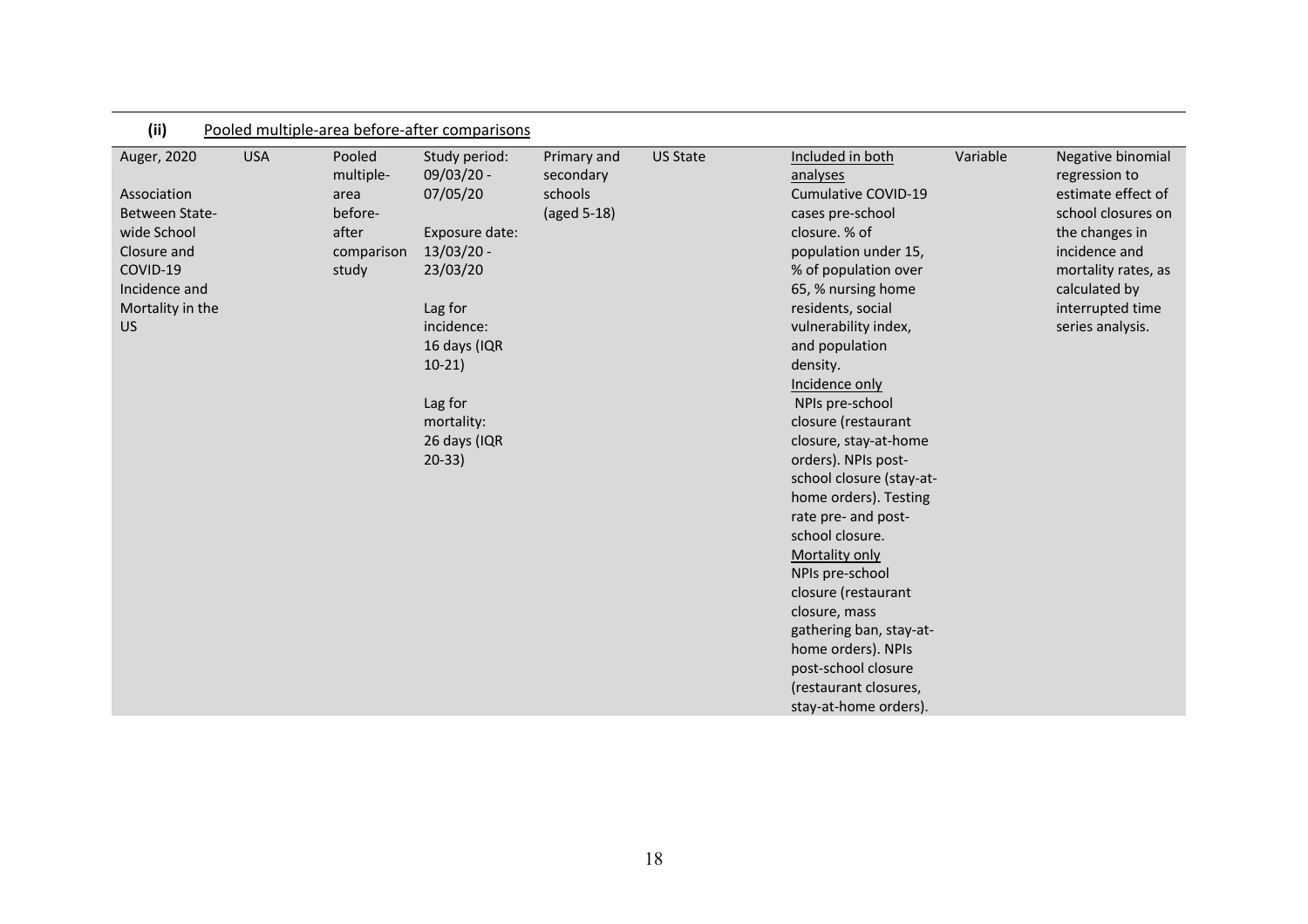**(ii)** Pooled multiple-area before-after comparisons

| | | | | | | | | |
|---|---|---|---|---|---|---|---|---|
| Auger, 2020<br><br>Association Between State-wide School Closure and COVID-19 Incidence and Mortality in the US | USA | Pooled multiple-area before-after comparison study | Study period: 09/03/20 - 07/05/20<br><br>Exposure date: 13/03/20 - 23/03/20<br><br>Lag for incidence: 16 days (IQR 10-21)<br><br>Lag for mortality: 26 days (IQR 20-33) | Primary and secondary schools (aged 5-18) | US State | Included in both analyses<br>Cumulative COVID-19 cases pre-school closure. % of population under 15, % of population over 65, % nursing home residents, social vulnerability index, and population density.<br>Incidence only<br>NPIs pre-school closure (restaurant closure, stay-at-home orders). NPIs post-school closure (stay-at-home orders). Testing rate pre- and post-school closure.<br>Mortality only<br>NPIs pre-school closure (restaurant closure, mass gathering ban, stay-at-home orders). NPIs post-school closure (restaurant closures, stay-at-home orders). | Variable | Negative binomial regression to estimate effect of school closures on the changes in incidence and mortality rates, as calculated by interrupted time series analysis. |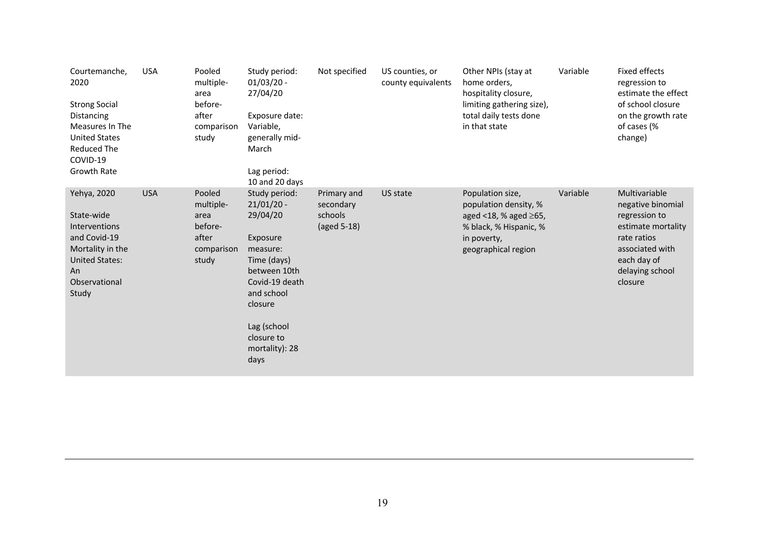| | | | | | | | | |
|---|---|---|---|---|---|---|---|---|
| Courtemanche, 2020<br><br>Strong Social Distancing Measures In The United States Reduced The COVID-19 Growth Rate | USA | Pooled multiple-area before-after comparison study | Study period: 01/03/20 - 27/04/20<br><br>Exposure date: Variable, generally mid-March<br><br>Lag period: 10 and 20 days | Not specified | US counties, or county equivalents | Other NPIs (stay at home orders, hospitality closure, limiting gathering size), total daily tests done in that state | Variable | Fixed effects regression to estimate the effect of school closure on the growth rate of cases (% change) |
| Yehya, 2020<br><br>State-wide Interventions and Covid-19 Mortality in the United States: An Observational Study | USA | Pooled multiple-area before-after comparison study | Study period: 21/01/20 - 29/04/20<br><br>Exposure measure: Time (days) between 10th Covid-19 death and school closure<br><br>Lag (school closure to mortality): 28 days | Primary and secondary schools (aged 5-18) | US state | Population size, population density, % aged <18, % aged $\geq$65, % black, % Hispanic, % in poverty, geographical region | Variable | Multivariable negative binomial regression to estimate mortality rate ratios associated with each day of delaying school closure |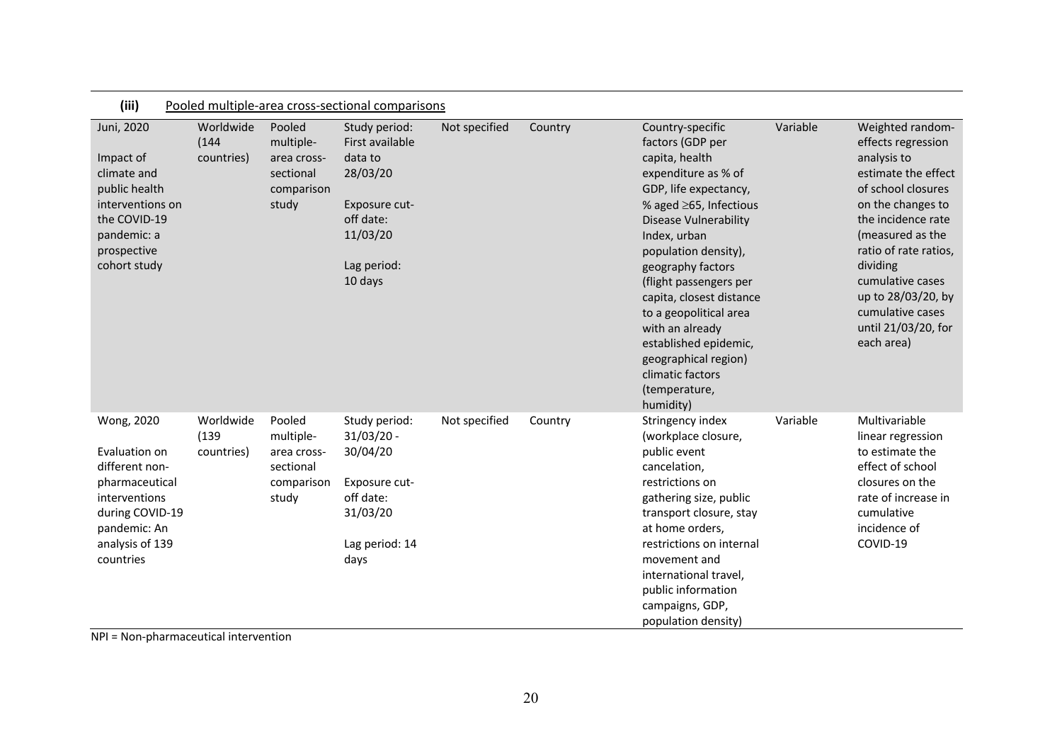| **(iii)** | Pooled multiple-area cross-sectional comparisons | | | | | | | |
|---|---|---|---|---|---|---|---|---|
| Juni, 2020<br><br>Impact of climate and public health interventions on the COVID-19 pandemic: a prospective cohort study | Worldwide (144 countries) | Pooled multiple-area cross-sectional comparison study | Study period: First available data to 28/03/20<br><br>Exposure cut-off date: 11/03/20<br><br>Lag period: 10 days | Not specified | Country | Country-specific factors (GDP per capita, health expenditure as % of GDP, life expectancy, % aged ≥65, Infectious Disease Vulnerability Index, urban population density), geography factors (flight passengers per capita, closest distance to a geopolitical area with an already established epidemic, geographical region) climatic factors (temperature, humidity) | Variable | Weighted random-effects regression analysis to estimate the effect of school closures on the changes to the incidence rate (measured as the ratio of rate ratios, dividing cumulative cases up to 28/03/20, by cumulative cases until 21/03/20, for each area) |
| Wong, 2020<br><br>Evaluation on different non-pharmaceutical interventions during COVID-19 pandemic: An analysis of 139 countries | Worldwide (139 countries) | Pooled multiple-area cross-sectional comparison study | Study period: 31/03/20 - 30/04/20<br><br>Exposure cut-off date: 31/03/20<br><br>Lag period: 14 days | Not specified | Country | Stringency index (workplace closure, public event cancelation, restrictions on gathering size, public transport closure, stay at home orders, restrictions on internal movement and international travel, public information campaigns, GDP, population density) | Variable | Multivariable linear regression to estimate the effect of school closures on the rate of increase in cumulative incidence of COVID-19 |

NPI = Non-pharmaceutical intervention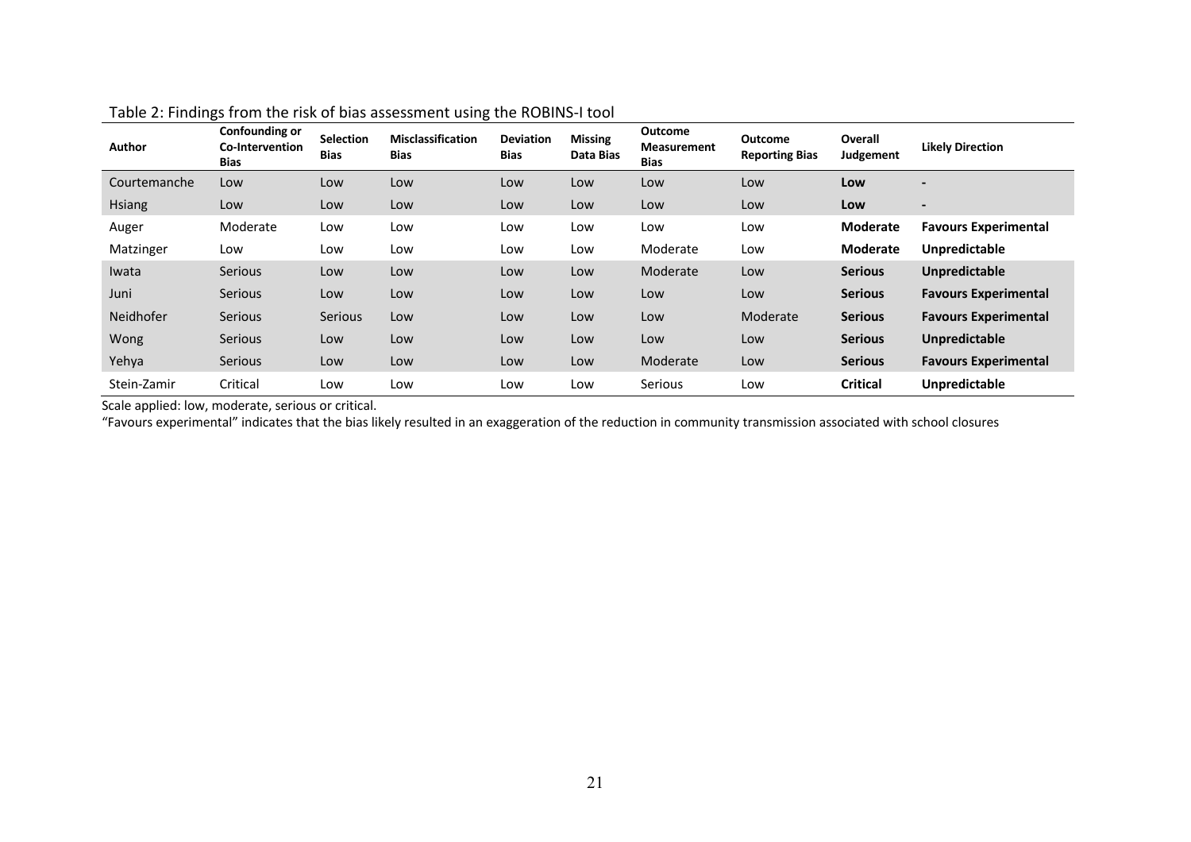Table 2: Findings from the risk of bias assessment using the ROBINS-I tool

| Author | Confounding or Co-Intervention Bias | Selection Bias | Misclassification Bias | Deviation Bias | Missing Data Bias | Outcome Measurement Bias | Outcome Reporting Bias | Overall Judgement | Likely Direction |
|---|---|---|---|---|---|---|---|---|---|
| Courtemanche | Low | Low | Low | Low | Low | Low | Low | **Low** | **-** |
| Hsiang | Low | Low | Low | Low | Low | Low | Low | **Low** | **-** |
| Auger | Moderate | Low | Low | Low | Low | Low | Low | **Moderate** | **Favours Experimental** |
| Matzinger | Low | Low | Low | Low | Low | Moderate | Low | **Moderate** | **Unpredictable** |
| Iwata | Serious | Low | Low | Low | Low | Moderate | Low | **Serious** | **Unpredictable** |
| Juni | Serious | Low | Low | Low | Low | Low | Low | **Serious** | **Favours Experimental** |
| Neidhofer | Serious | Serious | Low | Low | Low | Low | Moderate | **Serious** | **Favours Experimental** |
| Wong | Serious | Low | Low | Low | Low | Low | Low | **Serious** | **Unpredictable** |
| Yehya | Serious | Low | Low | Low | Low | Moderate | Low | **Serious** | **Favours Experimental** |
| Stein-Zamir | Critical | Low | Low | Low | Low | Serious | Low | **Critical** | **Unpredictable** |

Scale applied: low, moderate, serious or critical.

"Favours experimental" indicates that the bias likely resulted in an exaggeration of the reduction in community transmission associated with school closures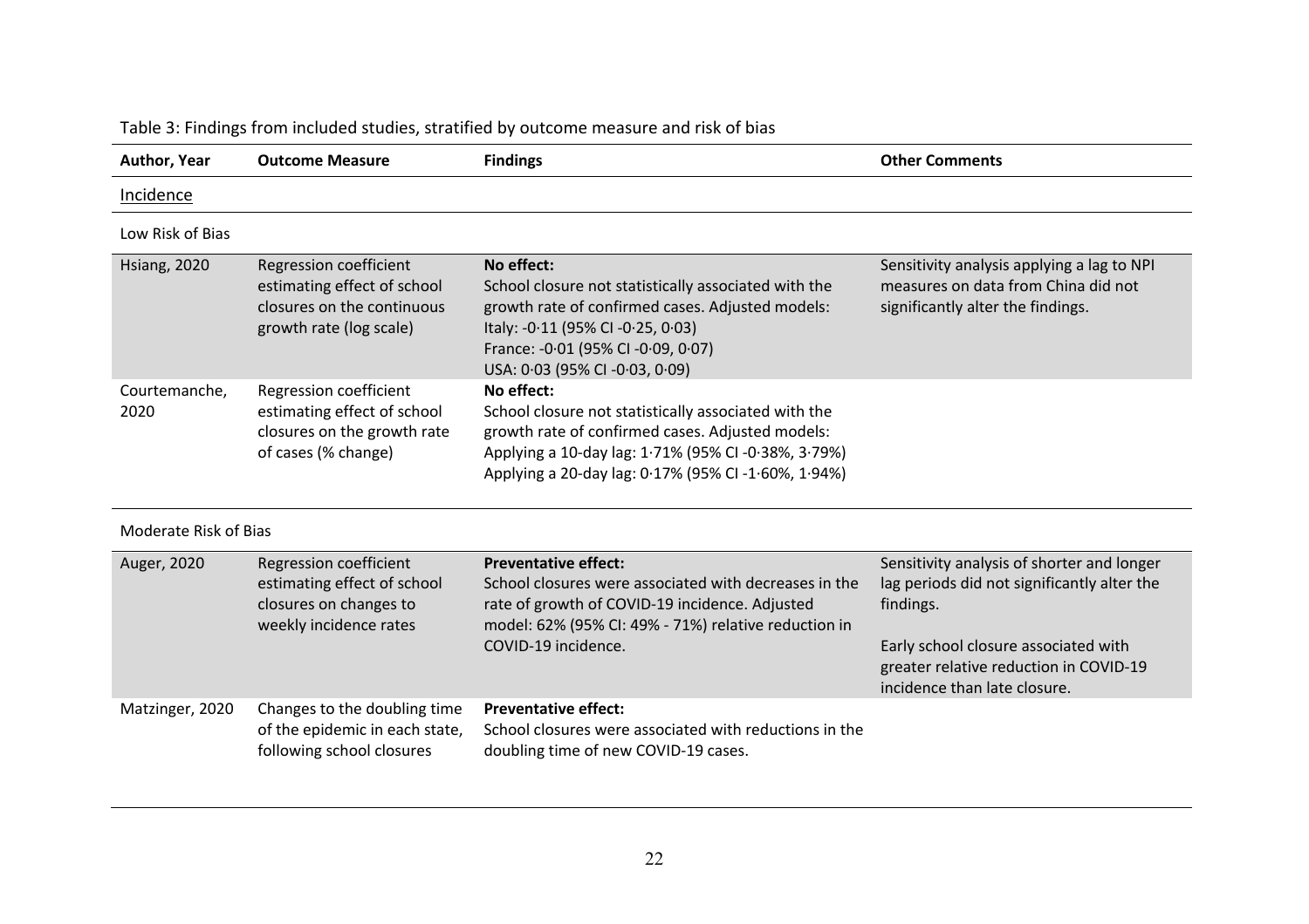Table 3: Findings from included studies, stratified by outcome measure and risk of bias

| Author, Year | Outcome Measure | Findings | Other Comments |
|---|---|---|---|
| Incidence | | | |
| Low Risk of Bias | | | |
| Hsiang, 2020 | Regression coefficient estimating effect of school closures on the continuous growth rate (log scale) | **No effect:** School closure not statistically associated with the growth rate of confirmed cases. Adjusted models: Italy: -0·11 (95% CI -0·25, 0·03) France: -0·01 (95% CI -0·09, 0·07) USA: 0·03 (95% CI -0·03, 0·09) | Sensitivity analysis applying a lag to NPI measures on data from China did not significantly alter the findings. |
| Courtemanche, 2020 | Regression coefficient estimating effect of school closures on the growth rate of cases (% change) | **No effect:** School closure not statistically associated with the growth rate of confirmed cases. Adjusted models: Applying a 10-day lag: 1·71% (95% CI -0·38%, 3·79%) Applying a 20-day lag: 0·17% (95% CI -1·60%, 1·94%) | |
| Moderate Risk of Bias | | | |
| Auger, 2020 | Regression coefficient estimating effect of school closures on changes to weekly incidence rates | **Preventative effect:** School closures were associated with decreases in the rate of growth of COVID-19 incidence. Adjusted model: 62% (95% CI: 49% - 71%) relative reduction in COVID-19 incidence. | Sensitivity analysis of shorter and longer lag periods did not significantly alter the findings. Early school closure associated with greater relative reduction in COVID-19 incidence than late closure. |
| Matzinger, 2020 | Changes to the doubling time of the epidemic in each state, following school closures | **Preventative effect:** School closures were associated with reductions in the doubling time of new COVID-19 cases. | |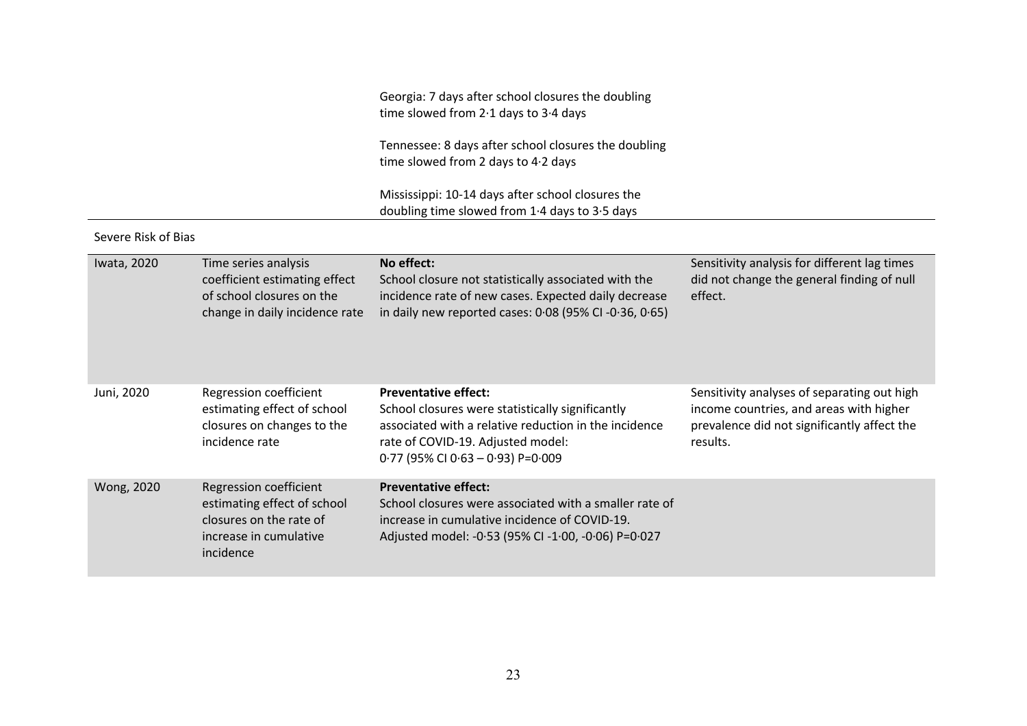| | | | |
|---|---|---|---|
| | | Georgia: 7 days after school closures the doubling time slowed from 2·1 days to 3·4 days<br><br>Tennessee: 8 days after school closures the doubling time slowed from 2 days to 4·2 days<br><br>Mississippi: 10-14 days after school closures the doubling time slowed from 1·4 days to 3·5 days | |
| Severe Risk of Bias | | | |
| Iwata, 2020 | Time series analysis coefficient estimating effect of school closures on the change in daily incidence rate | **No effect:**<br>School closure not statistically associated with the incidence rate of new cases. Expected daily decrease in daily new reported cases: 0·08 (95% CI -0·36, 0·65) | Sensitivity analysis for different lag times did not change the general finding of null effect. |
| Juni, 2020 | Regression coefficient estimating effect of school closures on changes to the incidence rate | **Preventative effect:**<br>School closures were statistically significantly associated with a relative reduction in the incidence rate of COVID-19. Adjusted model:<br>0·77 (95% CI 0·63 – 0·93) P=0·009 | Sensitivity analyses of separating out high income countries, and areas with higher prevalence did not significantly affect the results. |
| Wong, 2020 | Regression coefficient estimating effect of school closures on the rate of increase in cumulative incidence | **Preventative effect:**<br>School closures were associated with a smaller rate of increase in cumulative incidence of COVID-19.<br>Adjusted model: -0·53 (95% CI -1·00, -0·06) P=0·027 | |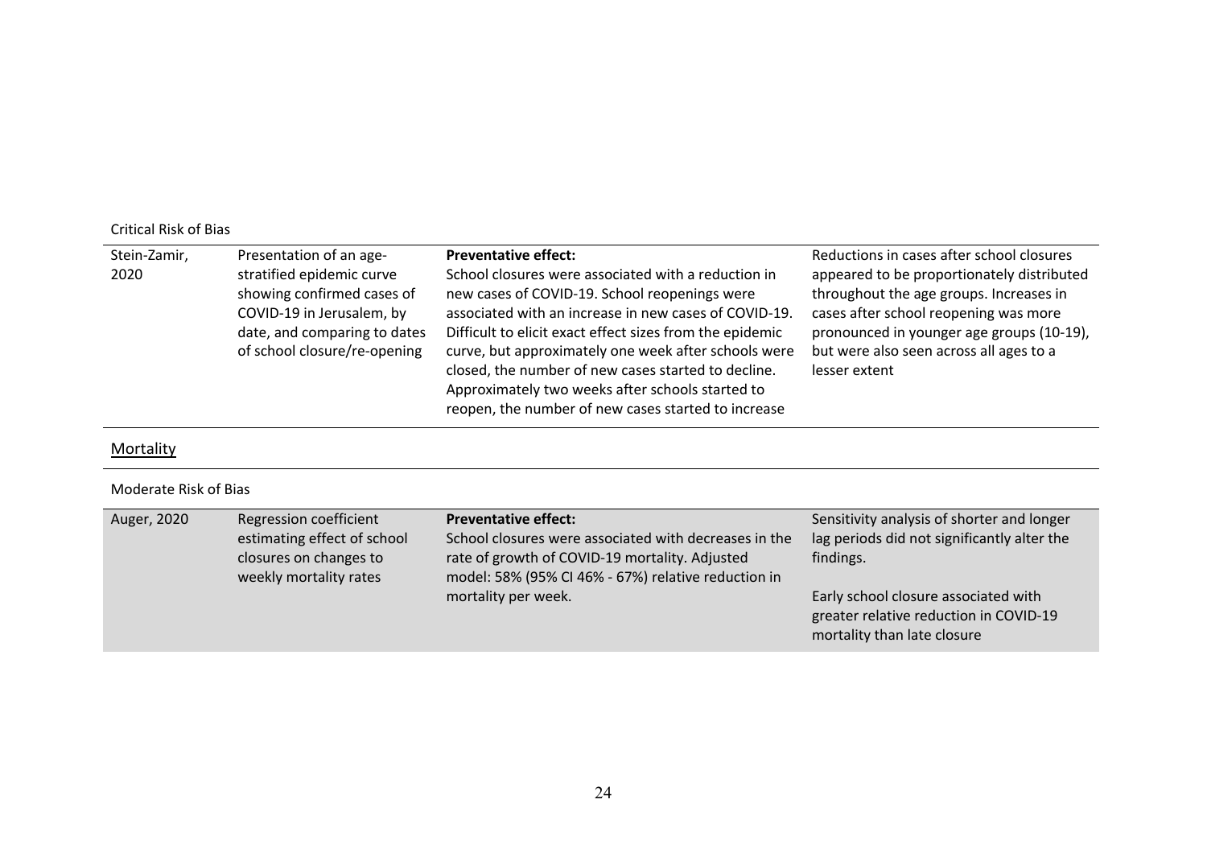Critical Risk of Bias

| | | | |
|---|---|---|---|
| Stein-Zamir, 2020 | Presentation of an age-stratified epidemic curve showing confirmed cases of COVID-19 in Jerusalem, by date, and comparing to dates of school closure/re-opening | **Preventative effect:** School closures were associated with a reduction in new cases of COVID-19. School reopenings were associated with an increase in new cases of COVID-19. Difficult to elicit exact effect sizes from the epidemic curve, but approximately one week after schools were closed, the number of new cases started to decline. Approximately two weeks after schools started to reopen, the number of new cases started to increase | Reductions in cases after school closures appeared to be proportionately distributed throughout the age groups. Increases in cases after school reopening was more pronounced in younger age groups (10-19), but were also seen across all ages to a lesser extent |

Mortality

Moderate Risk of Bias

| | | | |
|---|---|---|---|
| Auger, 2020 | Regression coefficient estimating effect of school closures on changes to weekly mortality rates | **Preventative effect:** School closures were associated with decreases in the rate of growth of COVID-19 mortality. Adjusted model: 58% (95% CI 46% - 67%) relative reduction in mortality per week. | Sensitivity analysis of shorter and longer lag periods did not significantly alter the findings. Early school closure associated with greater relative reduction in COVID-19 mortality than late closure |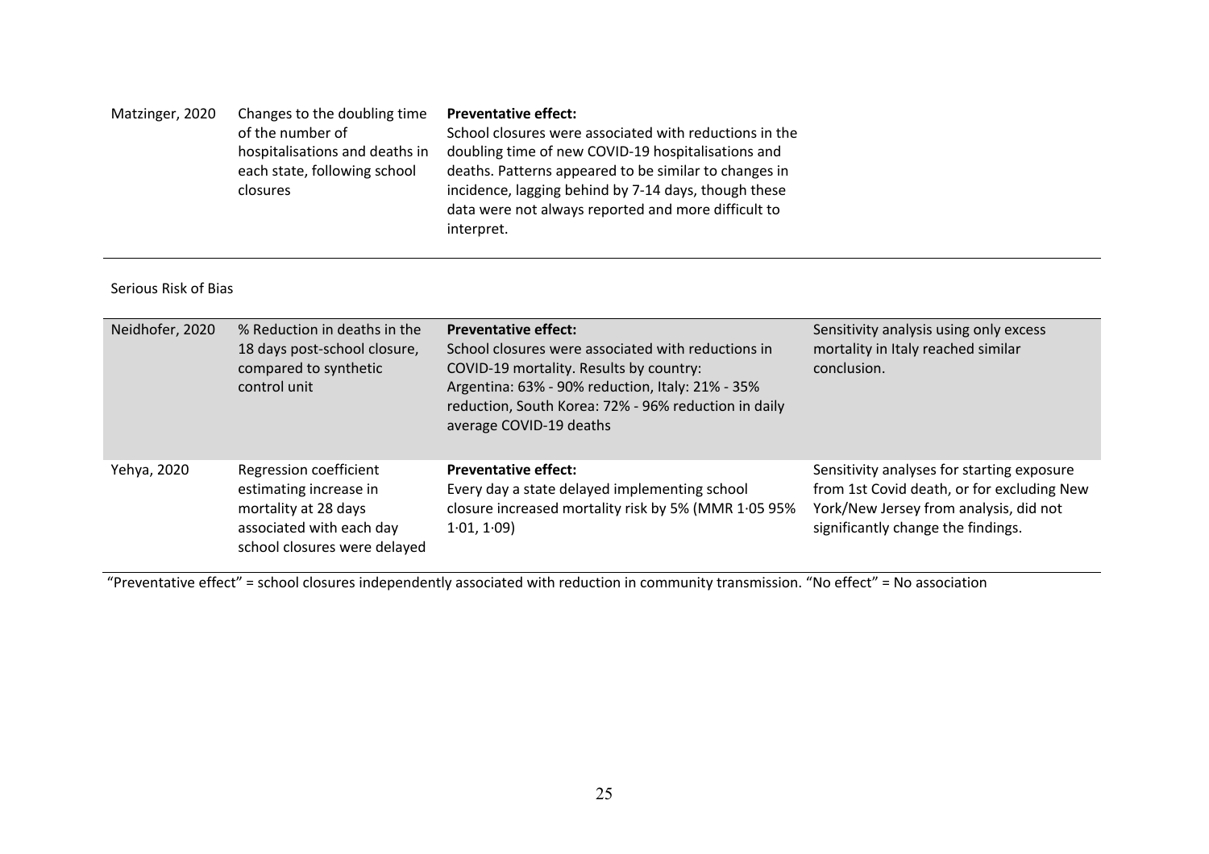| | | | |
|---|---|---|---|
| Matzinger, 2020 | Changes to the doubling time of the number of hospitalisations and deaths in each state, following school closures | **Preventative effect:** School closures were associated with reductions in the doubling time of new COVID-19 hospitalisations and deaths. Patterns appeared to be similar to changes in incidence, lagging behind by 7-14 days, though these data were not always reported and more difficult to interpret. | |

Serious Risk of Bias

| | | | |
|---|---|---|---|
| Neidhofer, 2020 | % Reduction in deaths in the 18 days post-school closure, compared to synthetic control unit | **Preventative effect:** School closures were associated with reductions in COVID-19 mortality. Results by country: Argentina: 63% - 90% reduction, Italy: 21% - 35% reduction, South Korea: 72% - 96% reduction in daily average COVID-19 deaths | Sensitivity analysis using only excess mortality in Italy reached similar conclusion. |
| Yehya, 2020 | Regression coefficient estimating increase in mortality at 28 days associated with each day school closures were delayed | **Preventative effect:** Every day a state delayed implementing school closure increased mortality risk by 5% (MMR 1·05 95% 1·01, 1·09) | Sensitivity analyses for starting exposure from 1st Covid death, or for excluding New York/New Jersey from analysis, did not significantly change the findings. |

"Preventative effect" = school closures independently associated with reduction in community transmission. "No effect" = No association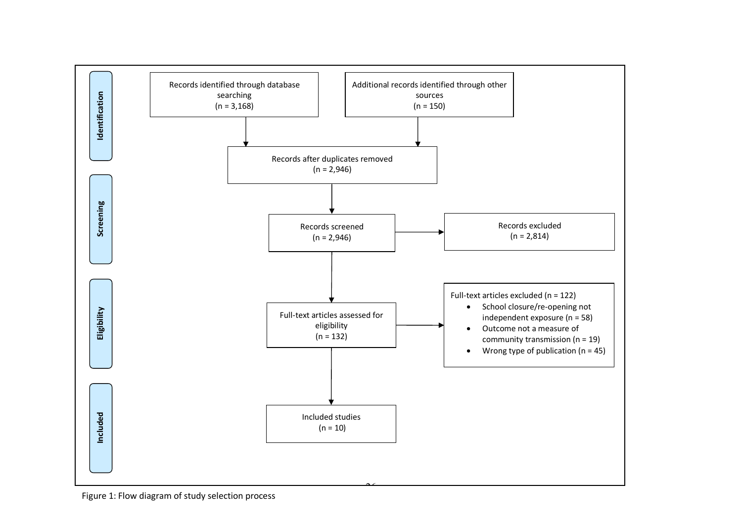**Identification**

Records identified through database searching (n = 3,168)

Additional records identified through other sources (n = 150)

Records after duplicates removed (n = 2,946)

**Screening**

Records screened (n = 2,946)

Records excluded (n = 2,814)

**Eligibility**

Full-text articles assessed for eligibility (n = 132)

Full-text articles excluded (n = 122)

- School closure/re-opening not independent exposure (n = 58)
- Outcome not a measure of community transmission (n = 19)
- Wrong type of publication (n = 45)

**Included**

Included studies (n = 10)

Figure 1: Flow diagram of study selection process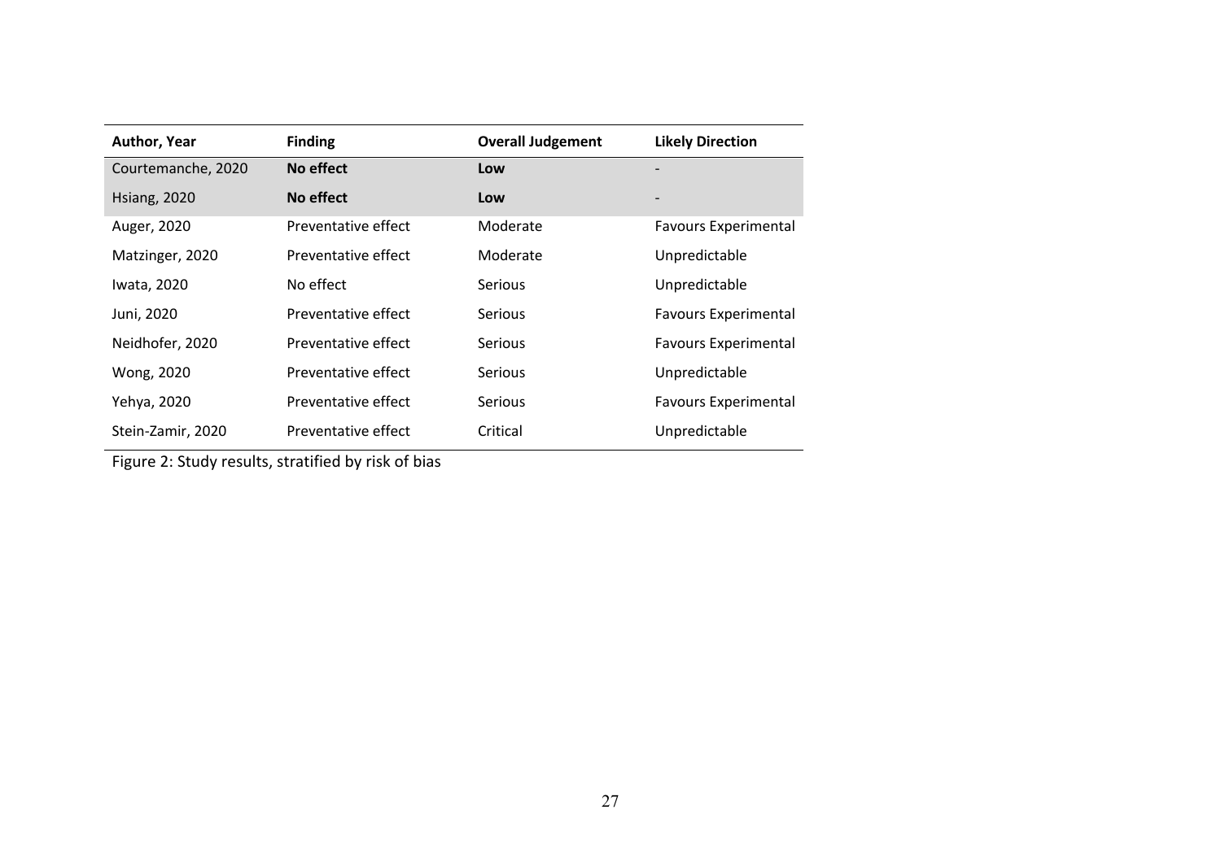| Author, Year | Finding | Overall Judgement | Likely Direction |
|---|---|---|---|
| Courtemanche, 2020 | **No effect** | **Low** | - |
| Hsiang, 2020 | **No effect** | **Low** | - |
| Auger, 2020 | Preventative effect | Moderate | Favours Experimental |
| Matzinger, 2020 | Preventative effect | Moderate | Unpredictable |
| Iwata, 2020 | No effect | Serious | Unpredictable |
| Juni, 2020 | Preventative effect | Serious | Favours Experimental |
| Neidhofer, 2020 | Preventative effect | Serious | Favours Experimental |
| Wong, 2020 | Preventative effect | Serious | Unpredictable |
| Yehya, 2020 | Preventative effect | Serious | Favours Experimental |
| Stein-Zamir, 2020 | Preventative effect | Critical | Unpredictable |

Figure 2: Study results, stratified by risk of bias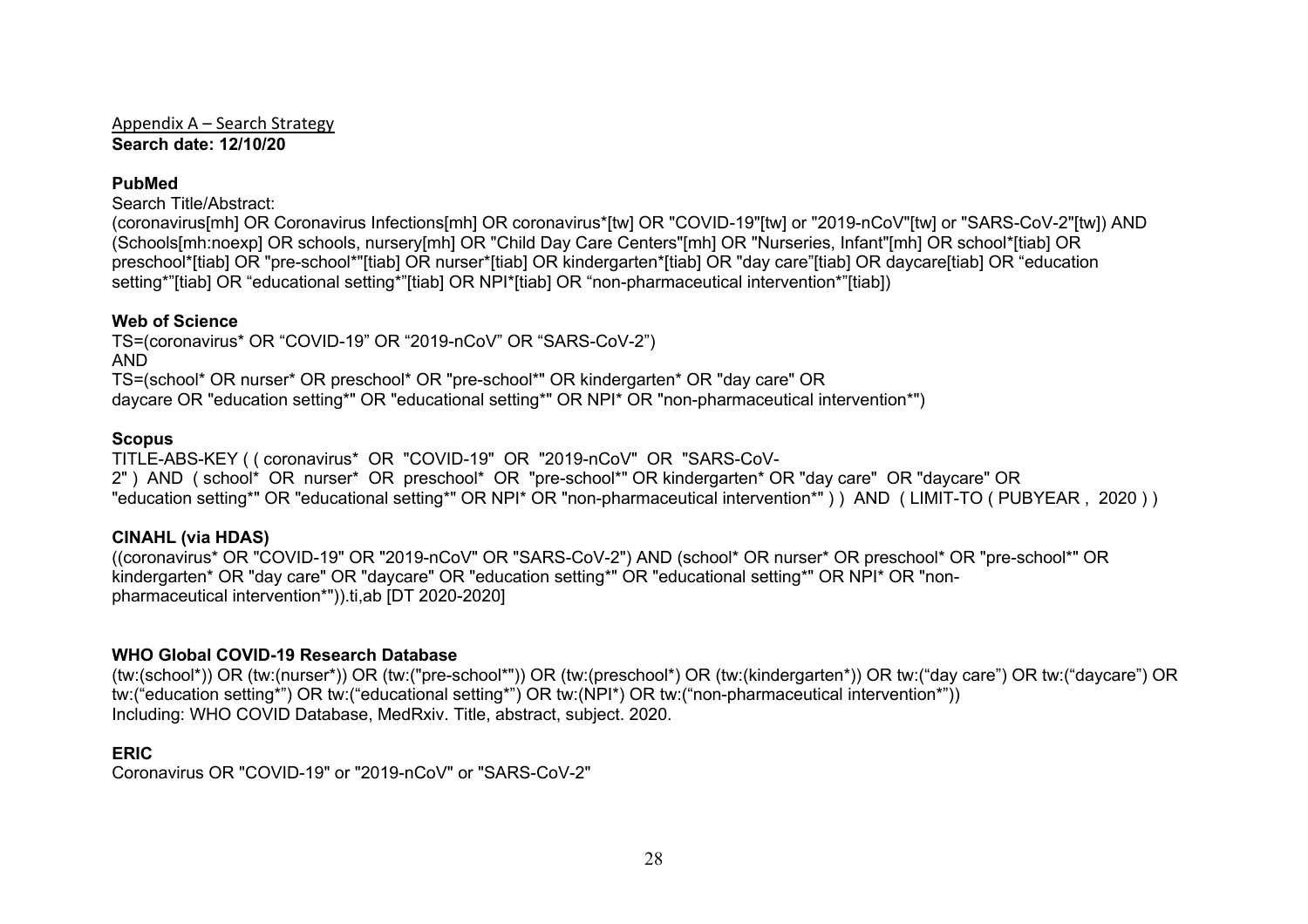Appendix A – Search Strategy
**Search date: 12/10/20**

**PubMed**

Search Title/Abstract:
(coronavirus[mh] OR Coronavirus Infections[mh] OR coronavirus*[tw] OR "COVID-19"[tw] or "2019-nCoV"[tw] or "SARS-CoV-2"[tw]) AND (Schools[mh:noexp] OR schools, nursery[mh] OR "Child Day Care Centers"[mh] OR "Nurseries, Infant"[mh] OR school*[tiab] OR preschool*[tiab] OR "pre-school*"[tiab] OR nurser*[tiab] OR kindergarten*[tiab] OR "day care"[tiab] OR daycare[tiab] OR "education setting*"[tiab] OR "educational setting*"[tiab] OR NPI*[tiab] OR "non-pharmaceutical intervention*"[tiab])

**Web of Science**

TS=(coronavirus* OR "COVID-19" OR "2019-nCoV" OR "SARS-CoV-2")
AND
TS=(school* OR nurser* OR preschool* OR "pre-school*" OR kindergarten* OR "day care" OR daycare OR "education setting*" OR "educational setting*" OR NPI* OR "non-pharmaceutical intervention*")

**Scopus**

TITLE-ABS-KEY ( ( coronavirus* OR "COVID-19" OR "2019-nCoV" OR "SARS-CoV-2" ) AND ( school* OR nurser* OR preschool* OR "pre-school*" OR kindergarten* OR "day care" OR "daycare" OR "education setting*" OR "educational setting*" OR NPI* OR "non-pharmaceutical intervention*" ) ) AND ( LIMIT-TO ( PUBYEAR , 2020 ) )

**CINAHL (via HDAS)**

((coronavirus* OR "COVID-19" OR "2019-nCoV" OR "SARS-CoV-2") AND (school* OR nurser* OR preschool* OR "pre-school*" OR kindergarten* OR "day care" OR "daycare" OR "education setting*" OR "educational setting*" OR NPI* OR "non-pharmaceutical intervention*")).ti,ab [DT 2020-2020]

**WHO Global COVID-19 Research Database**

(tw:(school*)) OR (tw:(nurser*)) OR (tw:("pre-school*")) OR (tw:(preschool*) OR (tw:(kindergarten*)) OR tw:("day care") OR tw:("daycare") OR tw:("education setting*") OR tw:("educational setting*") OR tw:(NPI*) OR tw:("non-pharmaceutical intervention*"))
Including: WHO COVID Database, MedRxiv. Title, abstract, subject. 2020.

**ERIC**

Coronavirus OR "COVID-19" or "2019-nCoV" or "SARS-CoV-2"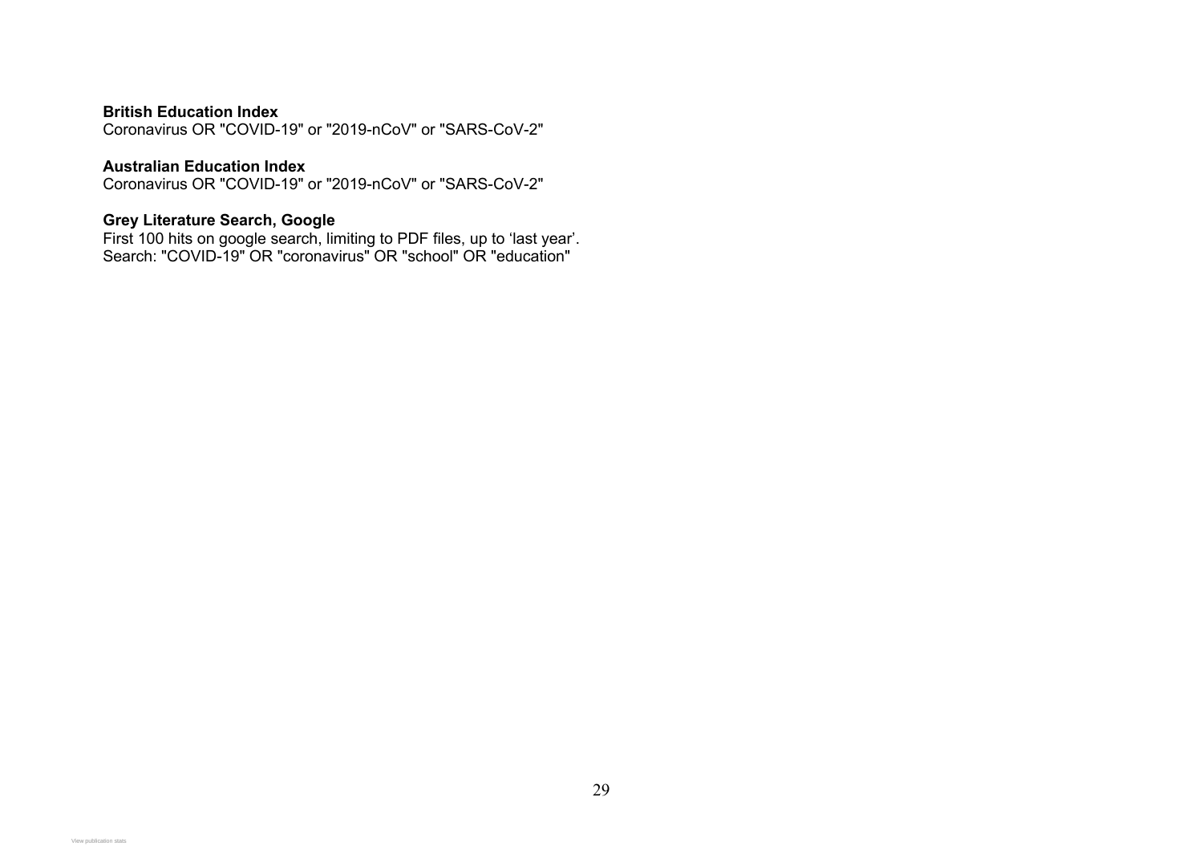**British Education Index**
Coronavirus OR "COVID-19" or "2019-nCoV" or "SARS-CoV-2"

**Australian Education Index**
Coronavirus OR "COVID-19" or "2019-nCoV" or "SARS-CoV-2"

**Grey Literature Search, Google**
First 100 hits on google search, limiting to PDF files, up to 'last year'.
Search: "COVID-19" OR "coronavirus" OR "school" OR "education"